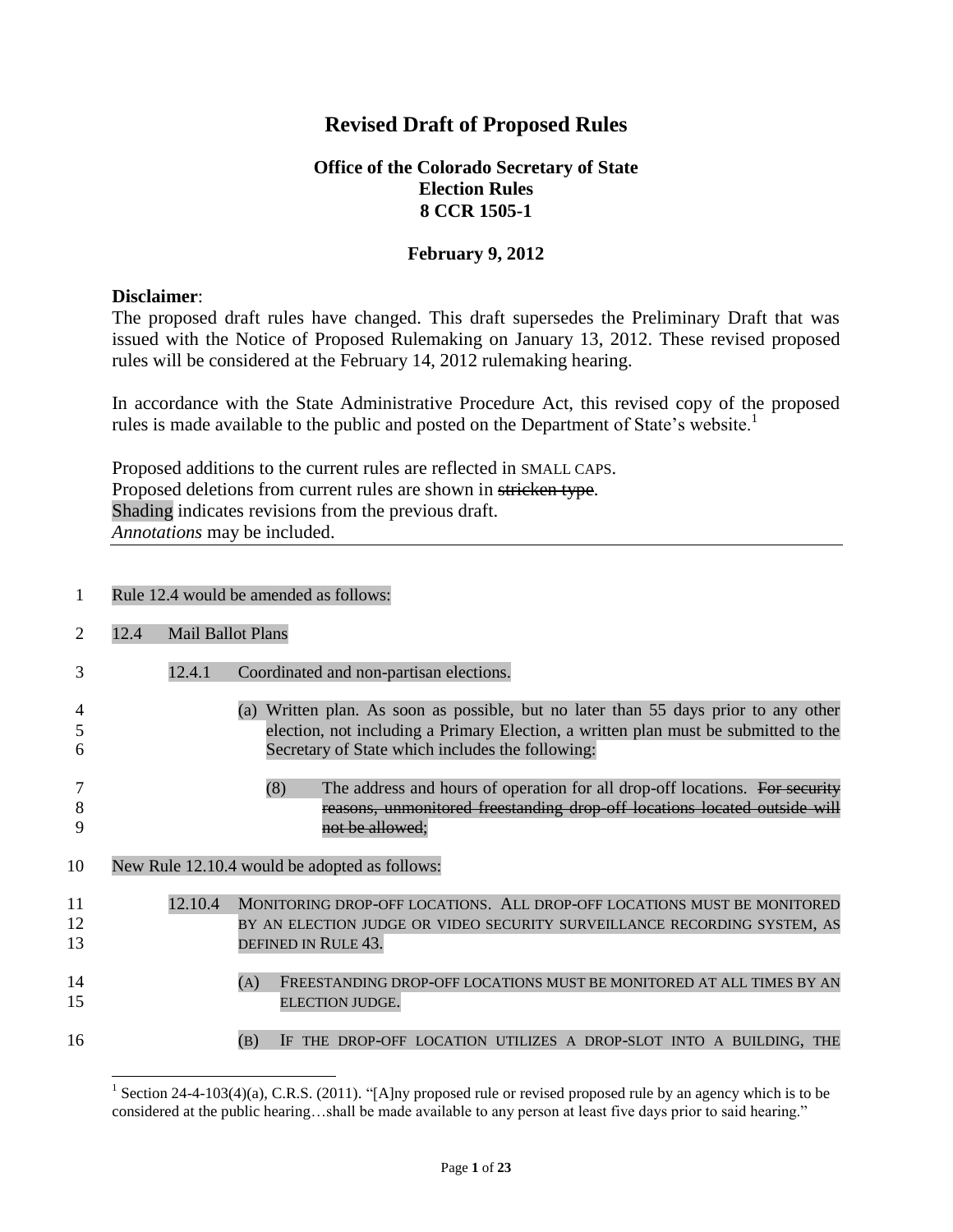# Revised Draft of Proposed Rules

**Office of the Colorado Secretary of State**
**Election Rules**
**8 CCR 1505-1**

**February 9, 2012**

**Disclaimer**:
The proposed draft rules have changed. This draft supersedes the Preliminary Draft that was issued with the Notice of Proposed Rulemaking on January 13, 2012. These revised proposed rules will be considered at the February 14, 2012 rulemaking hearing.

In accordance with the State Administrative Procedure Act, this revised copy of the proposed rules is made available to the public and posted on the Department of State's website.[1]

Proposed additions to the current rules are reflected in SMALL CAPS.
Proposed deletions from current rules are shown in ~~stricken type~~.
Shading indicates revisions from the previous draft.
*Annotations* may be included.

---

1 Rule 12.4 would be amended as follows:

2 12.4 Mail Ballot Plans

3 12.4.1 Coordinated and non-partisan elections.

4–6 (a) Written plan. As soon as possible, but no later than 55 days prior to any other election, not including a Primary Election, a written plan must be submitted to the Secretary of State which includes the following:

7–9 (8) The address and hours of operation for all drop-off locations. ~~For security reasons, unmonitored freestanding drop-off locations located outside will not be allowed;~~

10 New Rule 12.10.4 would be adopted as follows:

11–13 12.10.4 MONITORING DROP-OFF LOCATIONS. ALL DROP-OFF LOCATIONS MUST BE MONITORED BY AN ELECTION JUDGE OR VIDEO SECURITY SURVEILLANCE RECORDING SYSTEM, AS DEFINED IN RULE 43.

14–15 (A) FREESTANDING DROP-OFF LOCATIONS MUST BE MONITORED AT ALL TIMES BY AN ELECTION JUDGE.

16 (B) IF THE DROP-OFF LOCATION UTILIZES A DROP-SLOT INTO A BUILDING, THE

---

[1] Section 24-4-103(4)(a), C.R.S. (2011). "[A]ny proposed rule or revised proposed rule by an agency which is to be considered at the public hearing…shall be made available to any person at least five days prior to said hearing."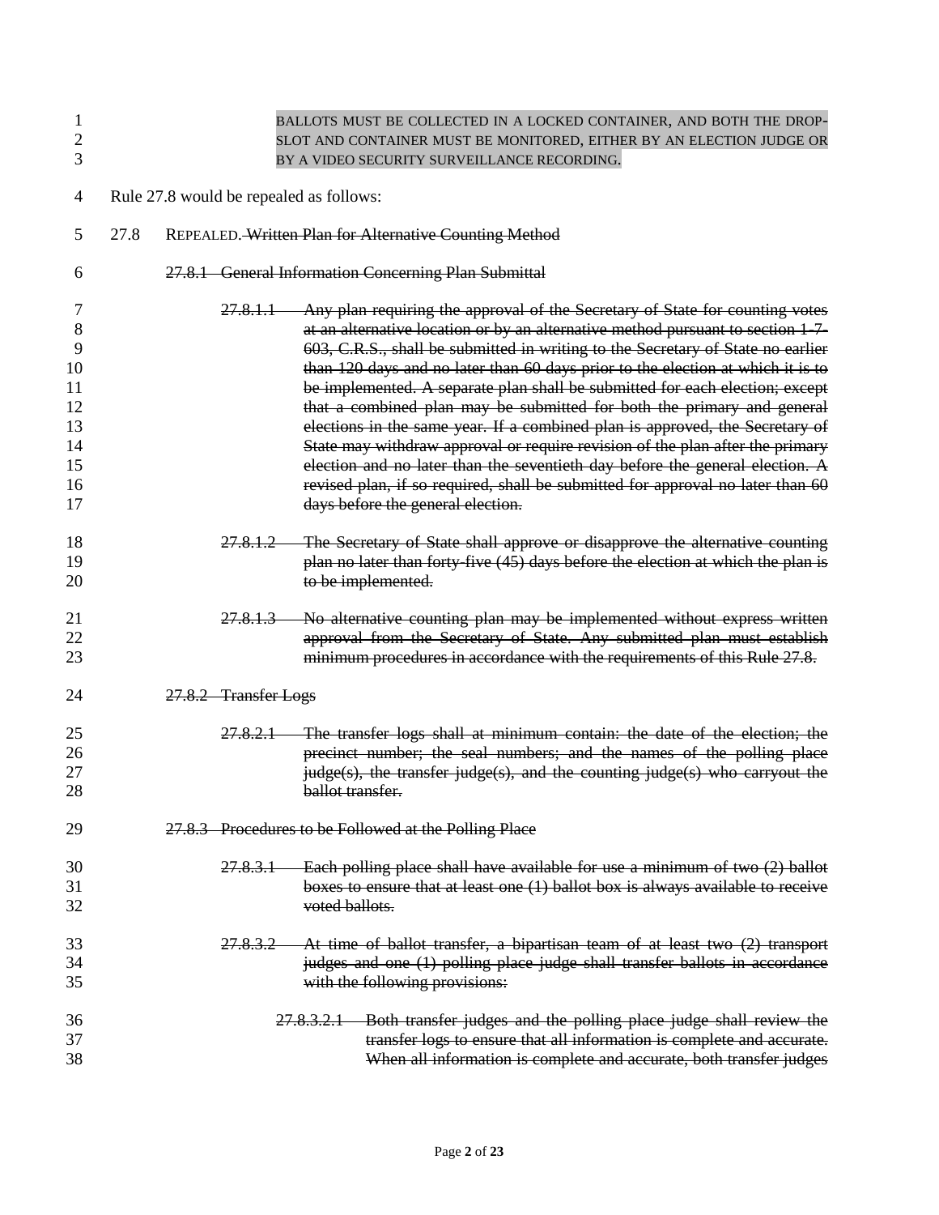BALLOTS MUST BE COLLECTED IN A LOCKED CONTAINER, AND BOTH THE DROP-SLOT AND CONTAINER MUST BE MONITORED, EITHER BY AN ELECTION JUDGE OR BY A VIDEO SECURITY SURVEILLANCE RECORDING.

Rule 27.8 would be repealed as follows:

27.8 REPEALED. ~~Written Plan for Alternative Counting Method~~

~~27.8.1 General Information Concerning Plan Submittal~~

~~27.8.1.1 Any plan requiring the approval of the Secretary of State for counting votes at an alternative location or by an alternative method pursuant to section 1-7-603, C.R.S., shall be submitted in writing to the Secretary of State no earlier than 120 days and no later than 60 days prior to the election at which it is to be implemented. A separate plan shall be submitted for each election; except that a combined plan may be submitted for both the primary and general elections in the same year. If a combined plan is approved, the Secretary of State may withdraw approval or require revision of the plan after the primary election and no later than the seventieth day before the general election. A revised plan, if so required, shall be submitted for approval no later than 60 days before the general election.~~

~~27.8.1.2 The Secretary of State shall approve or disapprove the alternative counting plan no later than forty-five (45) days before the election at which the plan is to be implemented.~~

~~27.8.1.3 No alternative counting plan may be implemented without express written approval from the Secretary of State. Any submitted plan must establish minimum procedures in accordance with the requirements of this Rule 27.8.~~

~~27.8.2 Transfer Logs~~

~~27.8.2.1 The transfer logs shall at minimum contain: the date of the election; the precinct number; the seal numbers; and the names of the polling place judge(s), the transfer judge(s), and the counting judge(s) who carryout the ballot transfer.~~

~~27.8.3 Procedures to be Followed at the Polling Place~~

~~27.8.3.1 Each polling place shall have available for use a minimum of two (2) ballot boxes to ensure that at least one (1) ballot box is always available to receive voted ballots.~~

~~27.8.3.2 At time of ballot transfer, a bipartisan team of at least two (2) transport judges and one (1) polling place judge shall transfer ballots in accordance with the following provisions:~~

~~27.8.3.2.1 Both transfer judges and the polling place judge shall review the transfer logs to ensure that all information is complete and accurate. When all information is complete and accurate, both transfer judges~~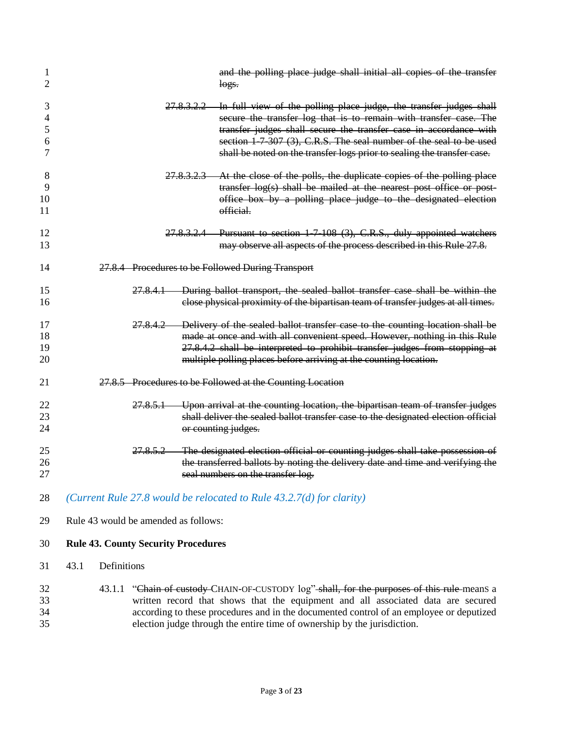~~and the polling place judge shall initial all copies of the transfer logs.~~

~~27.8.3.2.2 In full view of the polling place judge, the transfer judges shall secure the transfer log that is to remain with transfer case. The transfer judges shall secure the transfer case in accordance with section 1-7-307 (3), C.R.S. The seal number of the seal to be used shall be noted on the transfer logs prior to sealing the transfer case.~~

~~27.8.3.2.3 At the close of the polls, the duplicate copies of the polling place transfer log(s) shall be mailed at the nearest post office or post-office box by a polling place judge to the designated election official.~~

~~27.8.3.2.4 Pursuant to section 1-7-108 (3), C.R.S., duly appointed watchers may observe all aspects of the process described in this Rule 27.8.~~

~~27.8.4 Procedures to be Followed During Transport~~

~~27.8.4.1 During ballot transport, the sealed ballot transfer case shall be within the close physical proximity of the bipartisan team of transfer judges at all times.~~

~~27.8.4.2 Delivery of the sealed ballot transfer case to the counting location shall be made at once and with all convenient speed. However, nothing in this Rule 27.8.4.2 shall be interpreted to prohibit transfer judges from stopping at multiple polling places before arriving at the counting location.~~

~~27.8.5 Procedures to be Followed at the Counting Location~~

~~27.8.5.1 Upon arrival at the counting location, the bipartisan team of transfer judges shall deliver the sealed ballot transfer case to the designated election official or counting judges.~~

~~27.8.5.2 The designated election official or counting judges shall take possession of the transferred ballots by noting the delivery date and time and verifying the seal numbers on the transfer log.~~

*(Current Rule 27.8 would be relocated to Rule 43.2.7(d) for clarity)*

Rule 43 would be amended as follows:

**Rule 43. County Security Procedures**

43.1 Definitions

43.1.1 "~~Chain of custody~~ CHAIN-OF-CUSTODY log" ~~shall, for the purposes of this rule~~ meanS a written record that shows that the equipment and all associated data are secured according to these procedures and in the documented control of an employee or deputized election judge through the entire time of ownership by the jurisdiction.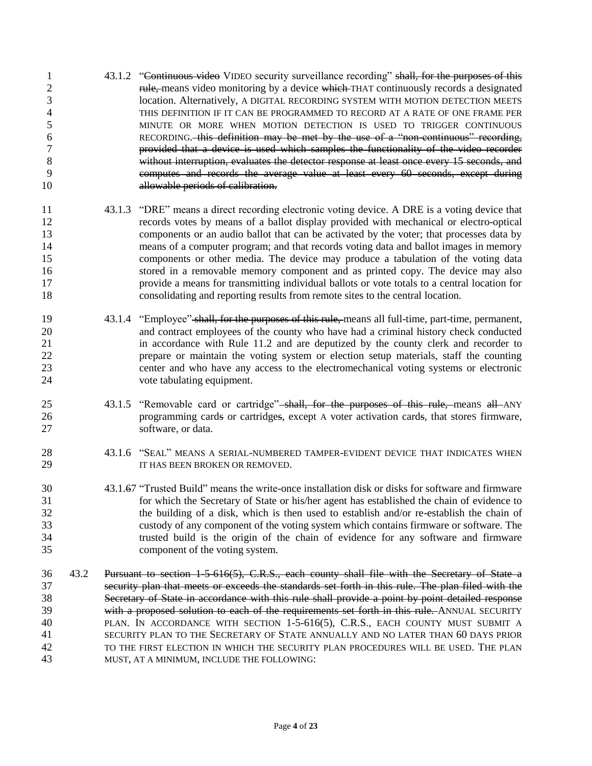43.1.2 "~~Continuous video~~ VIDEO security surveillance recording" ~~shall, for the purposes of this rule,~~ means video monitoring by a device ~~which~~ THAT continuously records a designated location. Alternatively, A DIGITAL RECORDING SYSTEM WITH MOTION DETECTION MEETS THIS DEFINITION IF IT CAN BE PROGRAMMED TO RECORD AT A RATE OF ONE FRAME PER MINUTE OR MORE WHEN MOTION DETECTION IS USED TO TRIGGER CONTINUOUS RECORDING. ~~this definition may be met by the use of a "non-continuous" recording, provided that a device is used which samples the functionality of the video recorder without interruption, evaluates the detector response at least once every 15 seconds, and computes and records the average value at least every 60 seconds, except during allowable periods of calibration.~~

43.1.3 "DRE" means a direct recording electronic voting device. A DRE is a voting device that records votes by means of a ballot display provided with mechanical or electro-optical components or an audio ballot that can be activated by the voter; that processes data by means of a computer program; and that records voting data and ballot images in memory components or other media. The device may produce a tabulation of the voting data stored in a removable memory component and as printed copy. The device may also provide a means for transmitting individual ballots or vote totals to a central location for consolidating and reporting results from remote sites to the central location.

43.1.4 "Employee" ~~shall, for the purposes of this rule,~~ means all full-time, part-time, permanent, and contract employees of the county who have had a criminal history check conducted in accordance with Rule 11.2 and are deputized by the county clerk and recorder to prepare or maintain the voting system or election setup materials, staff the counting center and who have any access to the electromechanical voting systems or electronic vote tabulating equipment.

43.1.5 "Removable card or cartridge" ~~shall, for the purposes of this rule,~~ means ~~all~~ ANY programming card~~s~~ or cartridge~~s~~, except A voter activation card~~s~~, that storeS firmware, software, or data.

43.1.6 "SEAL" MEANS A SERIAL-NUMBERED TAMPER-EVIDENT DEVICE THAT INDICATES WHEN IT HAS BEEN BROKEN OR REMOVED.

43.1.~~6~~7 "Trusted Build" means the write-once installation disk or disks for software and firmware for which the Secretary of State or his/her agent has established the chain of evidence to the building of a disk, which is then used to establish and/or re-establish the chain of custody of any component of the voting system which contains firmware or software. The trusted build is the origin of the chain of evidence for any software and firmware component of the voting system.

43.2 ~~Pursuant to section 1-5-616(5), C.R.S., each county shall file with the Secretary of State a security plan that meets or exceeds the standards set forth in this rule. The plan filed with the Secretary of State in accordance with this rule shall provide a point by point detailed response with a proposed solution to each of the requirements set forth in this rule.~~ ANNUAL SECURITY PLAN. IN ACCORDANCE WITH SECTION 1-5-616(5), C.R.S., EACH COUNTY MUST SUBMIT A SECURITY PLAN TO THE SECRETARY OF STATE ANNUALLY AND NO LATER THAN 60 DAYS PRIOR TO THE FIRST ELECTION IN WHICH THE SECURITY PLAN PROCEDURES WILL BE USED. THE PLAN MUST, AT A MINIMUM, INCLUDE THE FOLLOWING: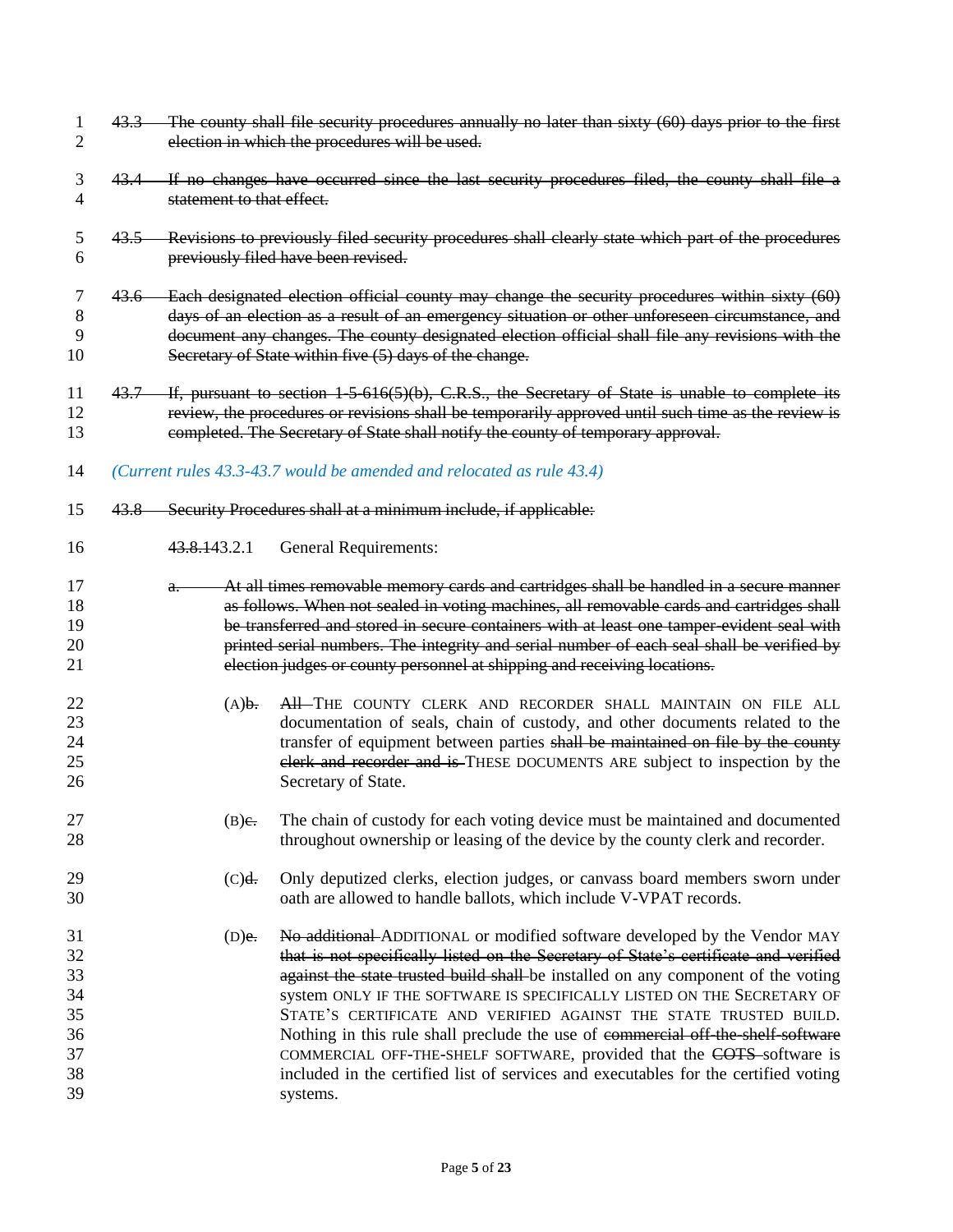~~43.3 The county shall file security procedures annually no later than sixty (60) days prior to the first election in which the procedures will be used.~~

~~43.4 If no changes have occurred since the last security procedures filed, the county shall file a statement to that effect.~~

~~43.5 Revisions to previously filed security procedures shall clearly state which part of the procedures previously filed have been revised.~~

~~43.6 Each designated election official county may change the security procedures within sixty (60) days of an election as a result of an emergency situation or other unforeseen circumstance, and document any changes. The county designated election official shall file any revisions with the Secretary of State within five (5) days of the change.~~

~~43.7 If, pursuant to section 1-5-616(5)(b), C.R.S., the Secretary of State is unable to complete its review, the procedures or revisions shall be temporarily approved until such time as the review is completed. The Secretary of State shall notify the county of temporary approval.~~

*(Current rules 43.3-43.7 would be amended and relocated as rule 43.4)*

~~43.8 Security Procedures shall at a minimum include, if applicable:~~

~~43.8.1~~43.2.1 General Requirements:

~~a. At all times removable memory cards and cartridges shall be handled in a secure manner as follows. When not sealed in voting machines, all removable cards and cartridges shall be transferred and stored in secure containers with at least one tamper-evident seal with printed serial numbers. The integrity and serial number of each seal shall be verified by election judges or county personnel at shipping and receiving locations.~~

(A)~~b.~~ ~~All~~ THE COUNTY CLERK AND RECORDER SHALL MAINTAIN ON FILE ALL documentation of seals, chain of custody, and other documents related to the transfer of equipment between parties ~~shall be maintained on file by the county clerk and recorder and is~~ THESE DOCUMENTS ARE subject to inspection by the Secretary of State.

(B)~~c.~~ The chain of custody for each voting device must be maintained and documented throughout ownership or leasing of the device by the county clerk and recorder.

(C)~~d.~~ Only deputized clerks, election judges, or canvass board members sworn under oath are allowed to handle ballots, which include V-VPAT records.

(D)~~e.~~ ~~No additional~~ ADDITIONAL or modified software developed by the Vendor MAY ~~that is not specifically listed on the Secretary of State's certificate and verified against the state trusted build shall~~ be installed on any component of the voting system ONLY IF THE SOFTWARE IS SPECIFICALLY LISTED ON THE SECRETARY OF STATE'S CERTIFICATE AND VERIFIED AGAINST THE STATE TRUSTED BUILD. Nothing in this rule shall preclude the use of ~~commercial off-the-shelf software~~ COMMERCIAL OFF-THE-SHELF SOFTWARE, provided that the ~~COTS~~ software is included in the certified list of services and executables for the certified voting systems.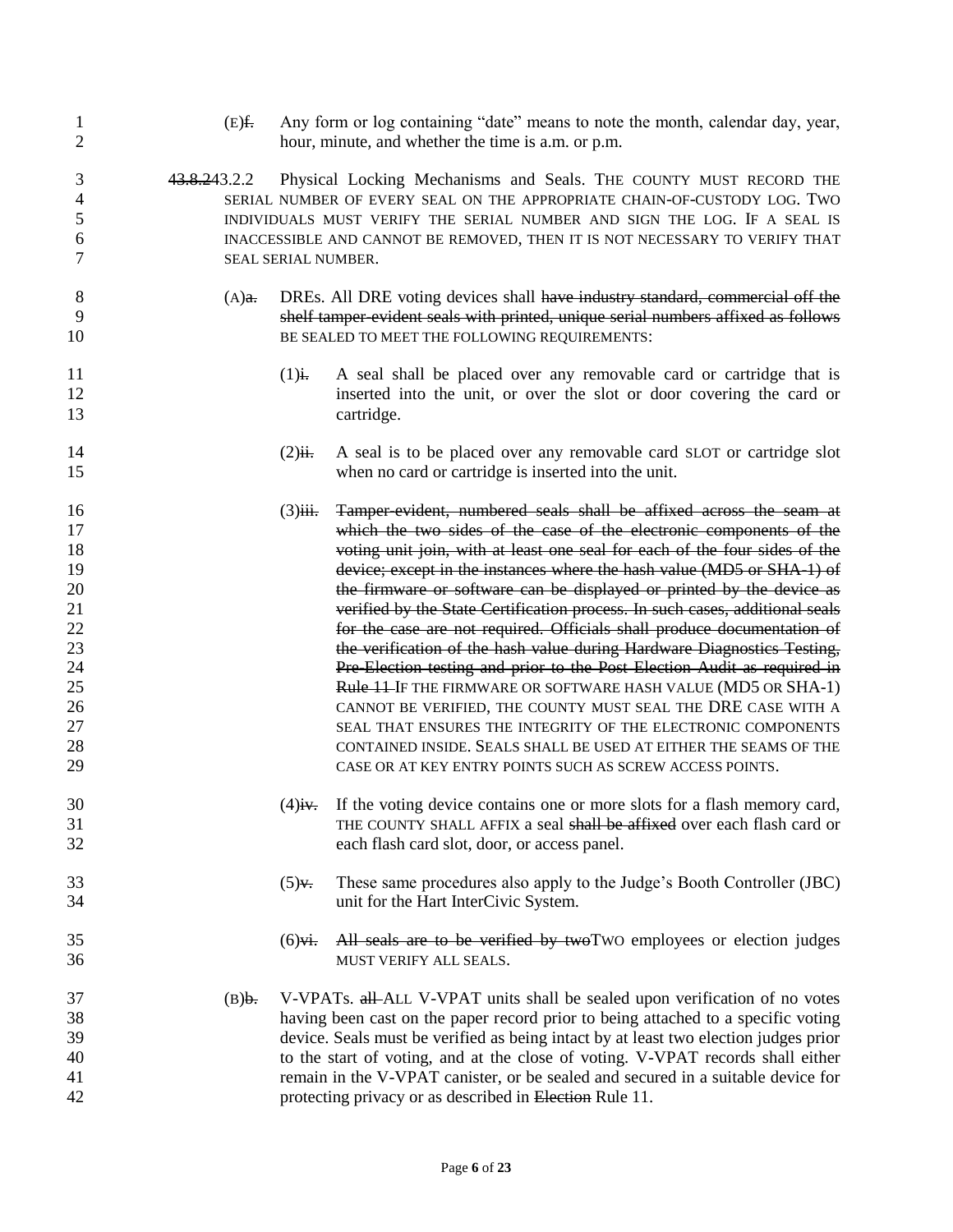(E)~~f.~~ Any form or log containing "date" means to note the month, calendar day, year, hour, minute, and whether the time is a.m. or p.m.

~~43.8.2~~43.2.2 Physical Locking Mechanisms and Seals. THE COUNTY MUST RECORD THE SERIAL NUMBER OF EVERY SEAL ON THE APPROPRIATE CHAIN-OF-CUSTODY LOG. TWO INDIVIDUALS MUST VERIFY THE SERIAL NUMBER AND SIGN THE LOG. IF A SEAL IS INACCESSIBLE AND CANNOT BE REMOVED, THEN IT IS NOT NECESSARY TO VERIFY THAT SEAL SERIAL NUMBER.

(A)~~a.~~ DREs. All DRE voting devices shall ~~have industry standard, commercial off the shelf tamper-evident seals with printed, unique serial numbers affixed as follows~~ BE SEALED TO MEET THE FOLLOWING REQUIREMENTS:

(1)~~i.~~ A seal shall be placed over any removable card or cartridge that is inserted into the unit, or over the slot or door covering the card or cartridge.

(2)~~ii.~~ A seal is to be placed over any removable card SLOT or cartridge slot when no card or cartridge is inserted into the unit.

(3)~~iii.~~ ~~Tamper-evident, numbered seals shall be affixed across the seam at which the two sides of the case of the electronic components of the voting unit join, with at least one seal for each of the four sides of the device; except in the instances where the hash value (MD5 or SHA-1) of the firmware or software can be displayed or printed by the device as verified by the State Certification process. In such cases, additional seals for the case are not required. Officials shall produce documentation of the verification of the hash value during Hardware Diagnostics Testing, Pre-Election testing and prior to the Post Election Audit as required in Rule 11~~ IF THE FIRMWARE OR SOFTWARE HASH VALUE (MD5 OR SHA-1) CANNOT BE VERIFIED, THE COUNTY MUST SEAL THE DRE CASE WITH A SEAL THAT ENSURES THE INTEGRITY OF THE ELECTRONIC COMPONENTS CONTAINED INSIDE. SEALS SHALL BE USED AT EITHER THE SEAMS OF THE CASE OR AT KEY ENTRY POINTS SUCH AS SCREW ACCESS POINTS.

(4)~~iv.~~ If the voting device contains one or more slots for a flash memory card, THE COUNTY SHALL AFFIX a seal ~~shall be affixed~~ over each flash card or each flash card slot, door, or access panel.

(5)~~v.~~ These same procedures also apply to the Judge's Booth Controller (JBC) unit for the Hart InterCivic System.

(6)~~vi.~~ ~~All seals are to be verified by two~~TWO employees or election judges MUST VERIFY ALL SEALS.

(B)~~b.~~ V-VPATs. ~~all~~ ALL V-VPAT units shall be sealed upon verification of no votes having been cast on the paper record prior to being attached to a specific voting device. Seals must be verified as being intact by at least two election judges prior to the start of voting, and at the close of voting. V-VPAT records shall either remain in the V-VPAT canister, or be sealed and secured in a suitable device for protecting privacy or as described in ~~Election~~ Rule 11.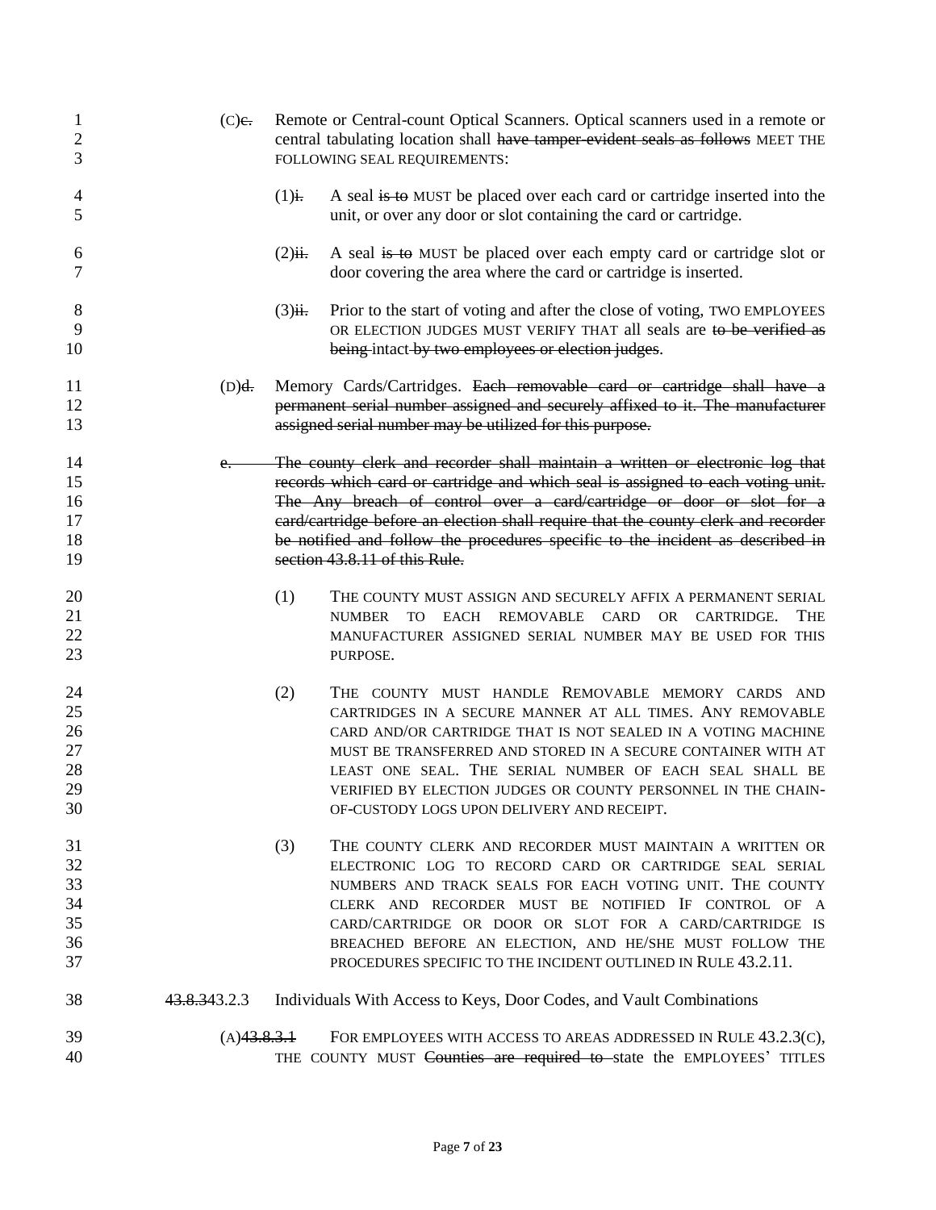(C)~~c.~~ Remote or Central-count Optical Scanners. Optical scanners used in a remote or central tabulating location shall ~~have tamper-evident seals as follows~~ MEET THE FOLLOWING SEAL REQUIREMENTS:

(1)~~i.~~ A seal ~~is to~~ MUST be placed over each card or cartridge inserted into the unit, or over any door or slot containing the card or cartridge.

(2)~~ii.~~ A seal ~~is to~~ MUST be placed over each empty card or cartridge slot or door covering the area where the card or cartridge is inserted.

(3)~~iii.~~ Prior to the start of voting and after the close of voting, TWO EMPLOYEES OR ELECTION JUDGES MUST VERIFY THAT all seals are ~~to be verified as being~~ intact ~~by two employees or election judges~~.

(D)~~d.~~ Memory Cards/Cartridges. ~~Each removable card or cartridge shall have a permanent serial number assigned and securely affixed to it. The manufacturer assigned serial number may be utilized for this purpose.~~

~~e. The county clerk and recorder shall maintain a written or electronic log that records which card or cartridge and which seal is assigned to each voting unit. The Any breach of control over a card/cartridge or door or slot for a card/cartridge before an election shall require that the county clerk and recorder be notified and follow the procedures specific to the incident as described in section 43.8.11 of this Rule.~~

(1) THE COUNTY MUST ASSIGN AND SECURELY AFFIX A PERMANENT SERIAL NUMBER TO EACH REMOVABLE CARD OR CARTRIDGE. THE MANUFACTURER ASSIGNED SERIAL NUMBER MAY BE USED FOR THIS PURPOSE.

(2) THE COUNTY MUST HANDLE REMOVABLE MEMORY CARDS AND CARTRIDGES IN A SECURE MANNER AT ALL TIMES. ANY REMOVABLE CARD AND/OR CARTRIDGE THAT IS NOT SEALED IN A VOTING MACHINE MUST BE TRANSFERRED AND STORED IN A SECURE CONTAINER WITH AT LEAST ONE SEAL. THE SERIAL NUMBER OF EACH SEAL SHALL BE VERIFIED BY ELECTION JUDGES OR COUNTY PERSONNEL IN THE CHAIN-OF-CUSTODY LOGS UPON DELIVERY AND RECEIPT.

(3) THE COUNTY CLERK AND RECORDER MUST MAINTAIN A WRITTEN OR ELECTRONIC LOG TO RECORD CARD OR CARTRIDGE SEAL SERIAL NUMBERS AND TRACK SEALS FOR EACH VOTING UNIT. THE COUNTY CLERK AND RECORDER MUST BE NOTIFIED IF CONTROL OF A CARD/CARTRIDGE OR DOOR OR SLOT FOR A CARD/CARTRIDGE IS BREACHED BEFORE AN ELECTION, AND HE/SHE MUST FOLLOW THE PROCEDURES SPECIFIC TO THE INCIDENT OUTLINED IN RULE 43.2.11.

~~43.8.3~~43.2.3 Individuals With Access to Keys, Door Codes, and Vault Combinations

(A)~~43.8.3.1~~ FOR EMPLOYEES WITH ACCESS TO AREAS ADDRESSED IN RULE 43.2.3(C), THE COUNTY MUST ~~Counties are required to~~ state the EMPLOYEES' TITLES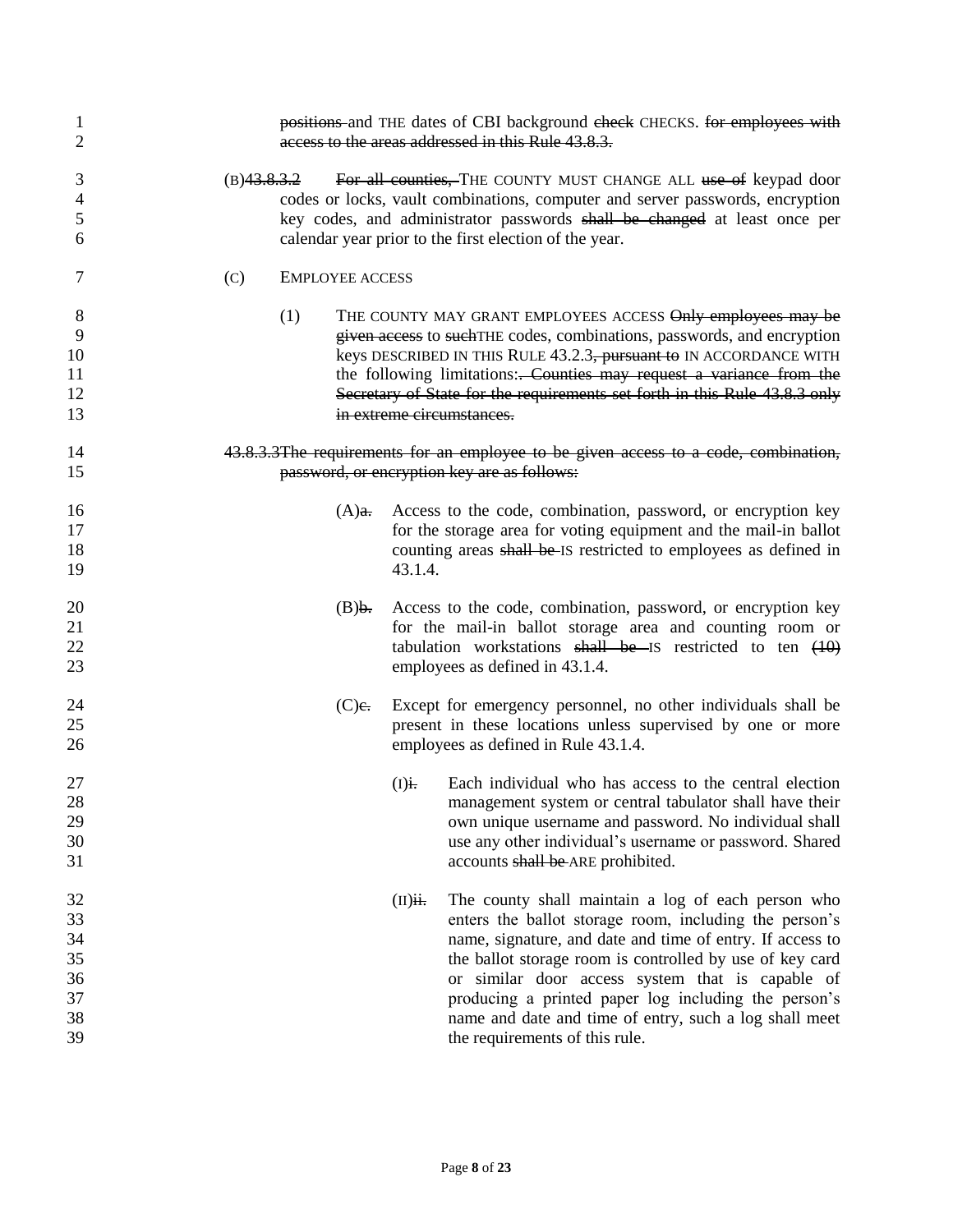positions ~~and~~ THE dates of CBI background ~~check~~ CHECKS. ~~for employees with access to the areas addressed in this Rule 43.8.3.~~

(B)~~43.8.3.2~~ ~~For all counties,~~ THE COUNTY MUST CHANGE ALL ~~use of~~ keypad door codes or locks, vault combinations, computer and server passwords, encryption key codes, and administrator passwords ~~shall be changed~~ at least once per calendar year prior to the first election of the year.

(C) EMPLOYEE ACCESS

(1) THE COUNTY MAY GRANT EMPLOYEES ACCESS ~~Only employees may be given access~~ to ~~such~~THE codes, combinations, passwords, and encryption keys DESCRIBED IN THIS RULE 43.2.3~~, pursuant to~~ IN ACCORDANCE WITH the following limitations:~~. Counties may request a variance from the Secretary of State for the requirements set forth in this Rule 43.8.3 only in extreme circumstances.~~

~~43.8.3.3The requirements for an employee to be given access to a code, combination, password, or encryption key are as follows:~~

(A)~~a.~~ Access to the code, combination, password, or encryption key for the storage area for voting equipment and the mail-in ballot counting areas ~~shall be~~ IS restricted to employees as defined in 43.1.4.

(B)~~b.~~ Access to the code, combination, password, or encryption key for the mail-in ballot storage area and counting room or tabulation workstations ~~shall be~~ IS restricted to ten ~~(10)~~ employees as defined in 43.1.4.

(C)~~c.~~ Except for emergency personnel, no other individuals shall be present in these locations unless supervised by one or more employees as defined in Rule 43.1.4.

(I)~~i.~~ Each individual who has access to the central election management system or central tabulator shall have their own unique username and password. No individual shall use any other individual's username or password. Shared accounts ~~shall be~~ ARE prohibited.

(II)~~ii.~~ The county shall maintain a log of each person who enters the ballot storage room, including the person's name, signature, and date and time of entry. If access to the ballot storage room is controlled by use of key card or similar door access system that is capable of producing a printed paper log including the person's name and date and time of entry, such a log shall meet the requirements of this rule.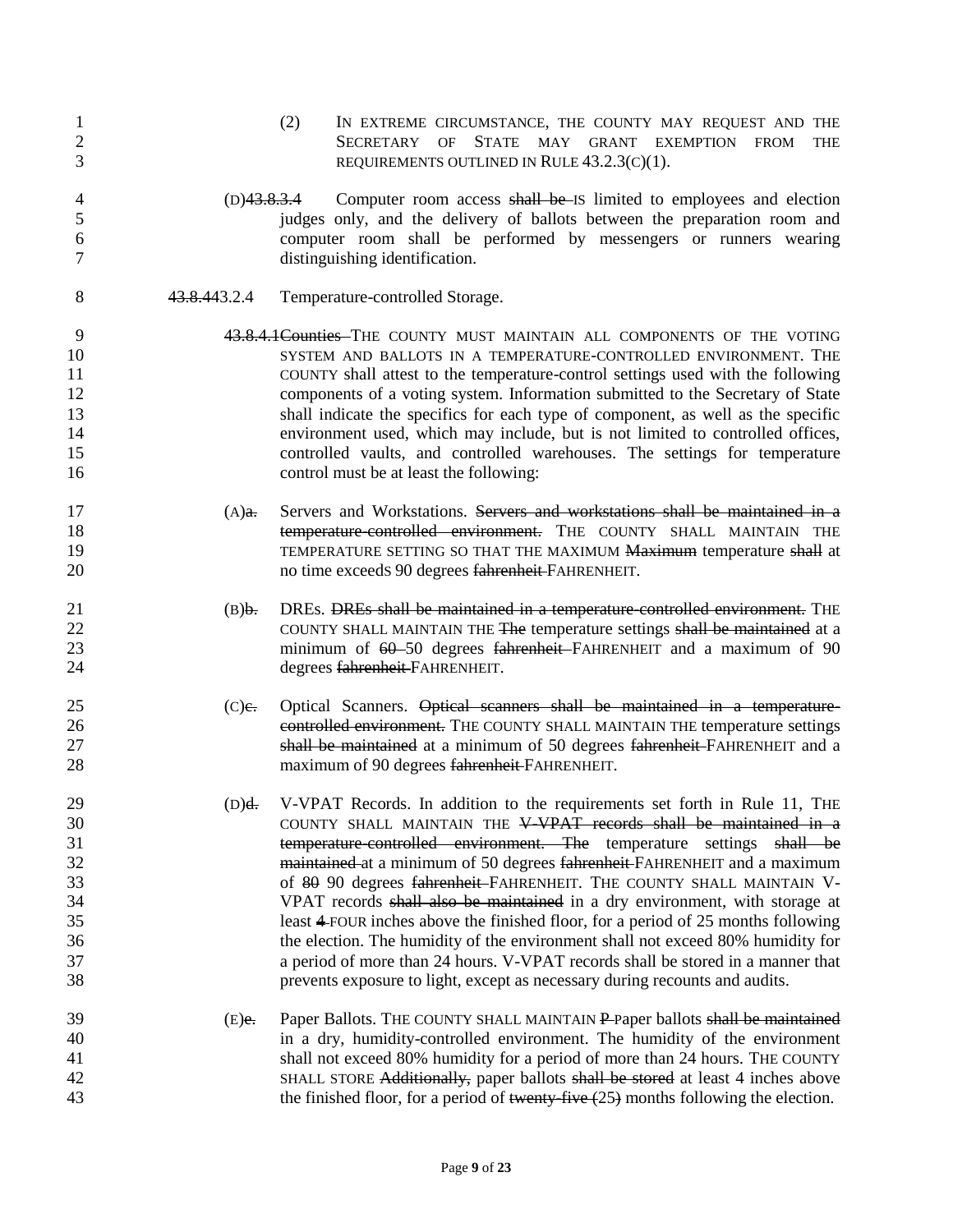(2) IN EXTREME CIRCUMSTANCE, THE COUNTY MAY REQUEST AND THE SECRETARY OF STATE MAY GRANT EXEMPTION FROM THE REQUIREMENTS OUTLINED IN RULE 43.2.3(C)(1).

(D)~~43.8.3.4~~ Computer room access ~~shall be~~ IS limited to employees and election judges only, and the delivery of ballots between the preparation room and computer room shall be performed by messengers or runners wearing distinguishing identification.

~~43.8.4~~43.2.4 Temperature-controlled Storage.

~~43.8.4.1Counties~~ THE COUNTY MUST MAINTAIN ALL COMPONENTS OF THE VOTING SYSTEM AND BALLOTS IN A TEMPERATURE-CONTROLLED ENVIRONMENT. THE COUNTY shall attest to the temperature-control settings used with the following components of a voting system. Information submitted to the Secretary of State shall indicate the specifics for each type of component, as well as the specific environment used, which may include, but is not limited to controlled offices, controlled vaults, and controlled warehouses. The settings for temperature control must be at least the following:

(A)~~a.~~ Servers and Workstations. ~~Servers and workstations shall be maintained in a temperature-controlled environment.~~ THE COUNTY SHALL MAINTAIN THE TEMPERATURE SETTING SO THAT THE MAXIMUM ~~Maximum~~ temperature ~~shall~~ at no time exceedS 90 degrees ~~fahrenheit~~ FAHRENHEIT.

(B)~~b.~~ DREs. ~~DREs shall be maintained in a temperature-controlled environment.~~ THE COUNTY SHALL MAINTAIN THE ~~The~~ temperature settings ~~shall be maintained~~ at a minimum of ~~60~~ 50 degrees ~~fahrenheit~~ FAHRENHEIT and a maximum of 90 degrees ~~fahrenheit~~ FAHRENHEIT.

(C)~~c.~~ Optical Scanners. ~~Optical scanners shall be maintained in a temperature-controlled environment.~~ THE COUNTY SHALL MAINTAIN THE temperature settings ~~shall be maintained~~ at a minimum of 50 degrees ~~fahrenheit~~ FAHRENHEIT and a maximum of 90 degrees ~~fahrenheit~~ FAHRENHEIT.

(D)~~d.~~ V-VPAT Records. In addition to the requirements set forth in Rule 11, THE COUNTY SHALL MAINTAIN THE ~~V-VPAT records shall be maintained in a temperature-controlled environment. The~~ temperature settings ~~shall be maintained~~ at a minimum of 50 degrees ~~fahrenheit~~ FAHRENHEIT and a maximum of ~~80~~ 90 degrees ~~fahrenheit~~ FAHRENHEIT. THE COUNTY SHALL MAINTAIN V-VPAT records ~~shall also be maintained~~ in a dry environment, with storage at least ~~4~~ FOUR inches above the finished floor, for a period of 25 months following the election. The humidity of the environment shall not exceed 80% humidity for a period of more than 24 hours. V-VPAT records shall be stored in a manner that prevents exposure to light, except as necessary during recounts and audits.

(E)~~e.~~ Paper Ballots. THE COUNTY SHALL MAINTAIN ~~P~~ paper ballots ~~shall be maintained~~ in a dry, humidity-controlled environment. The humidity of the environment shall not exceed 80% humidity for a period of more than 24 hours. THE COUNTY SHALL STORE ~~Additionally,~~ paper ballots ~~shall be stored~~ at least 4 inches above the finished floor, for a period of ~~twenty-five (~~25~~)~~ months following the election.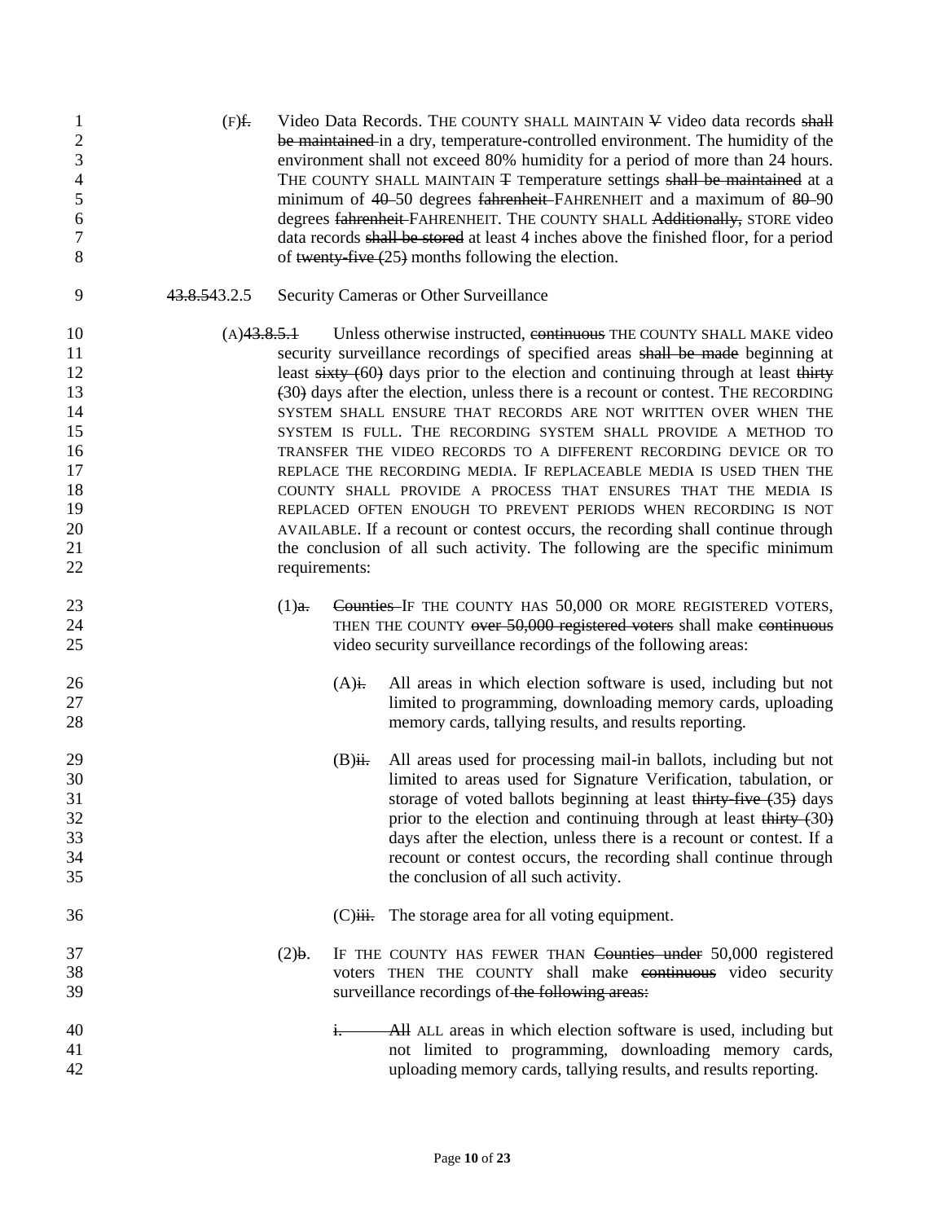(F)~~f.~~ Video Data Records. THE COUNTY SHALL MAINTAIN ~~V~~ video data records ~~shall be maintained~~ in a dry, temperature-controlled environment. The humidity of the environment shall not exceed 80% humidity for a period of more than 24 hours. THE COUNTY SHALL MAINTAIN ~~T~~ Temperature settings ~~shall be maintained~~ at a minimum of ~~40~~ 50 degrees ~~fahrenheit~~ FAHRENHEIT and a maximum of ~~80~~ 90 degrees ~~fahrenheit~~ FAHRENHEIT. THE COUNTY SHALL ~~Additionally,~~ STORE video data records ~~shall be stored~~ at least 4 inches above the finished floor, for a period of ~~twenty-five (25)~~ months following the election.

~~43.8.5~~43.2.5 Security Cameras or Other Surveillance

(A)~~43.8.5.1~~ Unless otherwise instructed, ~~continuous~~ THE COUNTY SHALL MAKE video security surveillance recordings of specified areas ~~shall be made~~ beginning at least ~~sixty (60)~~ days prior to the election and continuing through at least ~~thirty (30)~~ days after the election, unless there is a recount or contest. THE RECORDING SYSTEM SHALL ENSURE THAT RECORDS ARE NOT WRITTEN OVER WHEN THE SYSTEM IS FULL. THE RECORDING SYSTEM SHALL PROVIDE A METHOD TO TRANSFER THE VIDEO RECORDS TO A DIFFERENT RECORDING DEVICE OR TO REPLACE THE RECORDING MEDIA. IF REPLACEABLE MEDIA IS USED THEN THE COUNTY SHALL PROVIDE A PROCESS THAT ENSURES THAT THE MEDIA IS REPLACED OFTEN ENOUGH TO PREVENT PERIODS WHEN RECORDING IS NOT AVAILABLE. If a recount or contest occurs, the recording shall continue through the conclusion of all such activity. The following are the specific minimum requirements:

(1)~~a.~~ ~~Counties~~ IF THE COUNTY HAS 50,000 OR MORE REGISTERED VOTERS, THEN THE COUNTY ~~over 50,000 registered voters~~ shall make ~~continuous~~ video security surveillance recordings of the following areas:

(A)~~i.~~ All areas in which election software is used, including but not limited to programming, downloading memory cards, uploading memory cards, tallying results, and results reporting.

(B)~~ii.~~ All areas used for processing mail-in ballots, including but not limited to areas used for Signature Verification, tabulation, or storage of voted ballots beginning at least ~~thirty-five (35)~~ days prior to the election and continuing through at least ~~thirty (30)~~ days after the election, unless there is a recount or contest. If a recount or contest occurs, the recording shall continue through the conclusion of all such activity.

(C)~~iii.~~ The storage area for all voting equipment.

(2)~~b.~~ IF THE COUNTY HAS FEWER THAN ~~Counties under~~ 50,000 registered voters THEN THE COUNTY shall make ~~continuous~~ video security surveillance recordings of ~~the following areas:~~

~~i.~~ ~~All~~ ALL areas in which election software is used, including but not limited to programming, downloading memory cards, uploading memory cards, tallying results, and results reporting.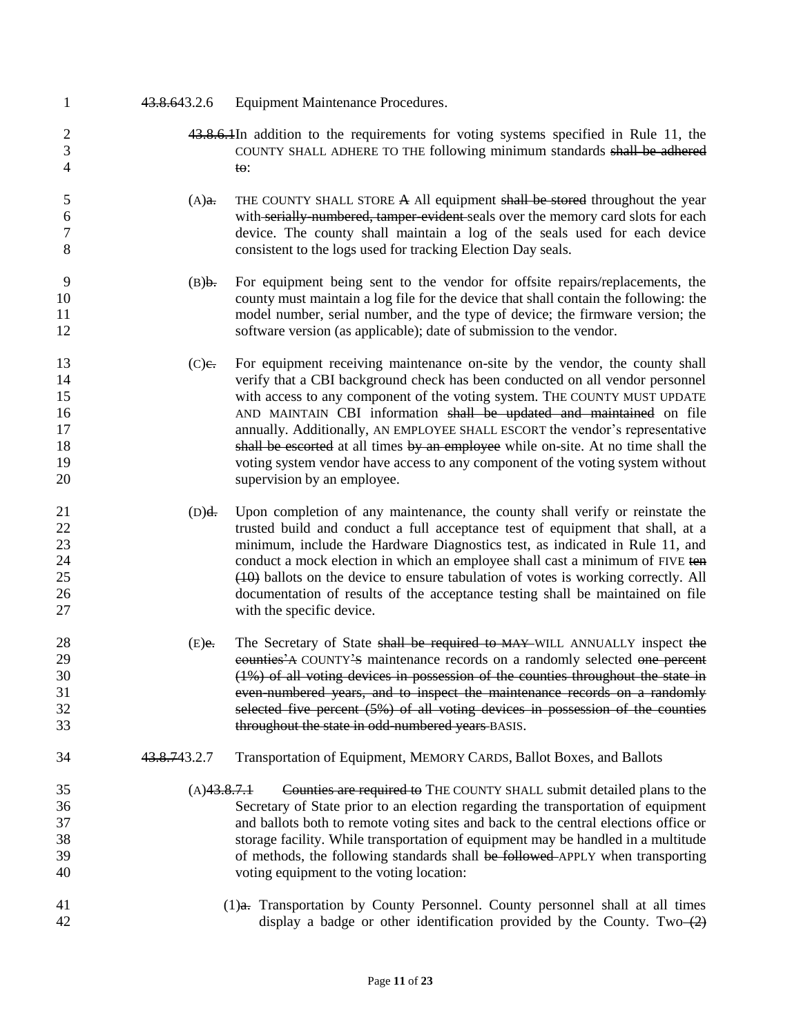43.8.6 43.2.6 Equipment Maintenance Procedures.

~~43.8.6.1~~In addition to the requirements for voting systems specified in Rule 11, the COUNTY SHALL ADHERE TO THE following minimum standards ~~shall be adhered to~~:

(A)~~a.~~ THE COUNTY SHALL STORE ~~A~~ All equipment ~~shall be stored~~ throughout the year with ~~serially-numbered, tamper-evident~~ seals over the memory card slots for each device. The county shall maintain a log of the seals used for each device consistent to the logs used for tracking Election Day seals.

(B)~~b.~~ For equipment being sent to the vendor for offsite repairs/replacements, the county must maintain a log file for the device that shall contain the following: the model number, serial number, and the type of device; the firmware version; the software version (as applicable); date of submission to the vendor.

(C)~~c.~~ For equipment receiving maintenance on-site by the vendor, the county shall verify that a CBI background check has been conducted on all vendor personnel with access to any component of the voting system. THE COUNTY MUST UPDATE AND MAINTAIN CBI information ~~shall be updated and maintained~~ on file annually. Additionally, AN EMPLOYEE SHALL ESCORT the vendor's representative ~~shall be escorted~~ at all times ~~by an employee~~ while on-site. At no time shall the voting system vendor have access to any component of the voting system without supervision by an employee.

(D)~~d.~~ Upon completion of any maintenance, the county shall verify or reinstate the trusted build and conduct a full acceptance test of equipment that shall, at a minimum, include the Hardware Diagnostics test, as indicated in Rule 11, and conduct a mock election in which an employee shall cast a minimum of FIVE ~~ten (10)~~ ballots on the device to ensure tabulation of votes is working correctly. All documentation of results of the acceptance testing shall be maintained on file with the specific device.

(E)~~e.~~ The Secretary of State ~~shall be required to MAY~~ WILL ANNUALLY inspect ~~the counties'~~ A COUNTY~~'~~S maintenance records on a randomly selected ~~one percent (1%) of all voting devices in possession of the counties throughout the state in even-numbered years, and to inspect the maintenance records on a randomly selected five percent (5%) of all voting devices in possession of the counties throughout the state in odd-numbered years~~ BASIS.

~~43.8.7~~43.2.7 Transportation of Equipment, MEMORY CARDS, Ballot Boxes, and Ballots

(A)~~43.8.7.1~~ ~~Counties are required to~~ THE COUNTY SHALL submit detailed plans to the Secretary of State prior to an election regarding the transportation of equipment and ballots both to remote voting sites and back to the central elections office or storage facility. While transportation of equipment may be handled in a multitude of methods, the following standards shall ~~be followed~~ APPLY when transporting voting equipment to the voting location:

(1)~~a.~~ Transportation by County Personnel. County personnel shall at all times display a badge or other identification provided by the County. Two ~~(2)~~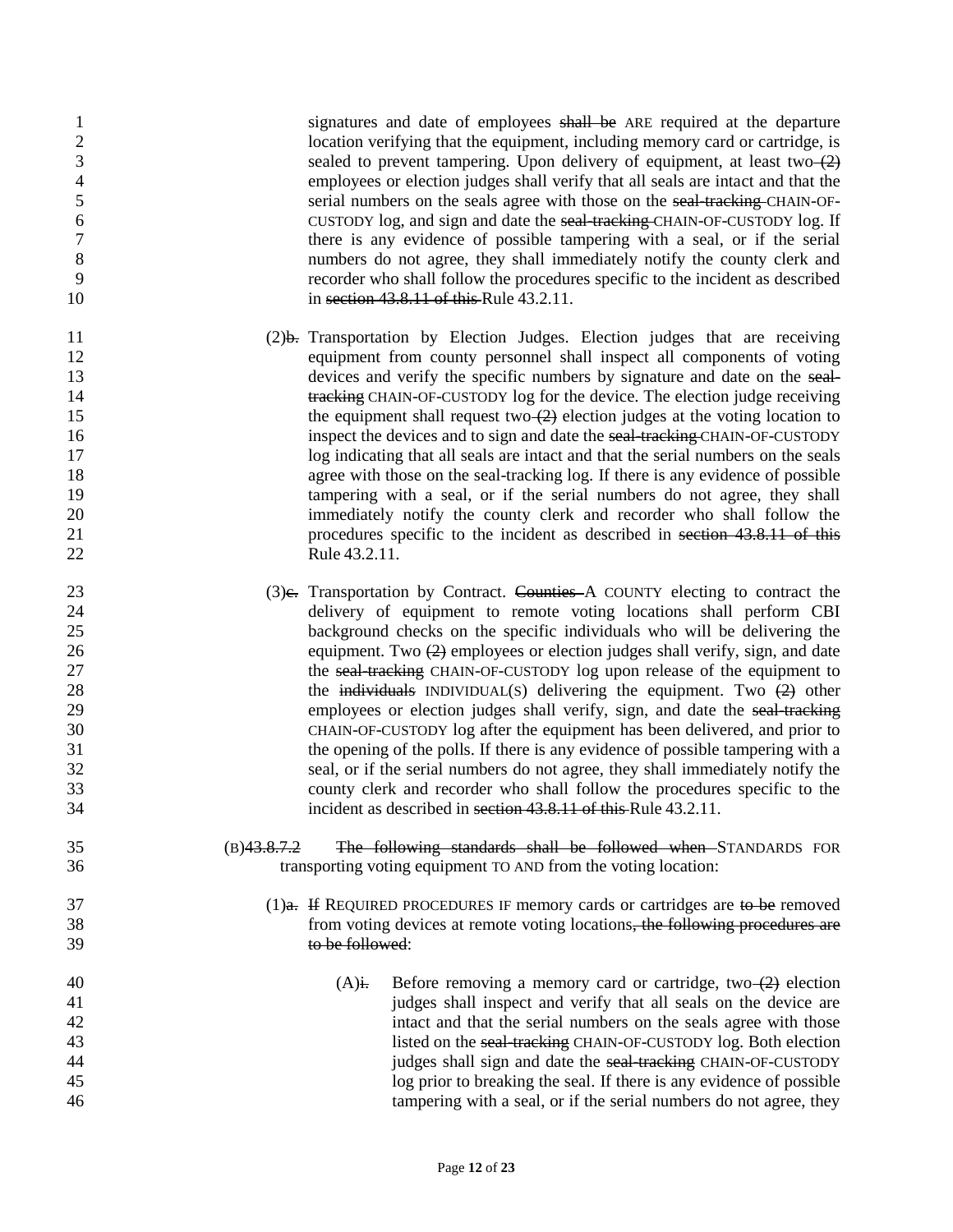signatures and date of employees ~~shall be~~ ARE required at the departure location verifying that the equipment, including memory card or cartridge, is sealed to prevent tampering. Upon delivery of equipment, at least two ~~(2)~~ employees or election judges shall verify that all seals are intact and that the serial numbers on the seals agree with those on the ~~seal-tracking~~ CHAIN-OF-CUSTODY log, and sign and date the ~~seal-tracking~~ CHAIN-OF-CUSTODY log. If there is any evidence of possible tampering with a seal, or if the serial numbers do not agree, they shall immediately notify the county clerk and recorder who shall follow the procedures specific to the incident as described in ~~section 43.8.11 of this~~ Rule 43.2.11.

(2)~~b.~~ Transportation by Election Judges. Election judges that are receiving equipment from county personnel shall inspect all components of voting devices and verify the specific numbers by signature and date on the ~~seal-tracking~~ CHAIN-OF-CUSTODY log for the device. The election judge receiving the equipment shall request two ~~(2)~~ election judges at the voting location to inspect the devices and to sign and date the ~~seal-tracking~~ CHAIN-OF-CUSTODY log indicating that all seals are intact and that the serial numbers on the seals agree with those on the seal-tracking log. If there is any evidence of possible tampering with a seal, or if the serial numbers do not agree, they shall immediately notify the county clerk and recorder who shall follow the procedures specific to the incident as described in ~~section 43.8.11 of this~~ Rule 43.2.11.

(3)~~c.~~ Transportation by Contract. ~~Counties~~ A COUNTY electing to contract the delivery of equipment to remote voting locations shall perform CBI background checks on the specific individuals who will be delivering the equipment. Two ~~(2)~~ employees or election judges shall verify, sign, and date the ~~seal-tracking~~ CHAIN-OF-CUSTODY log upon release of the equipment to the ~~individuals~~ INDIVIDUAL(S) delivering the equipment. Two ~~(2)~~ other employees or election judges shall verify, sign, and date the ~~seal-tracking~~ CHAIN-OF-CUSTODY log after the equipment has been delivered, and prior to the opening of the polls. If there is any evidence of possible tampering with a seal, or if the serial numbers do not agree, they shall immediately notify the county clerk and recorder who shall follow the procedures specific to the incident as described in ~~section 43.8.11 of this~~ Rule 43.2.11.

(B)~~43.8.7.2~~ ~~The following standards shall be followed when~~ STANDARDS FOR transporting voting equipment TO AND from the voting location:

(1)~~a.~~ ~~If~~ REQUIRED PROCEDURES IF memory cards or cartridges are ~~to be~~ removed from voting devices at remote voting locations~~, the following procedures are to be followed~~:

(A)~~i.~~ Before removing a memory card or cartridge, two ~~(2)~~ election judges shall inspect and verify that all seals on the device are intact and that the serial numbers on the seals agree with those listed on the ~~seal-tracking~~ CHAIN-OF-CUSTODY log. Both election judges shall sign and date the ~~seal-tracking~~ CHAIN-OF-CUSTODY log prior to breaking the seal. If there is any evidence of possible tampering with a seal, or if the serial numbers do not agree, they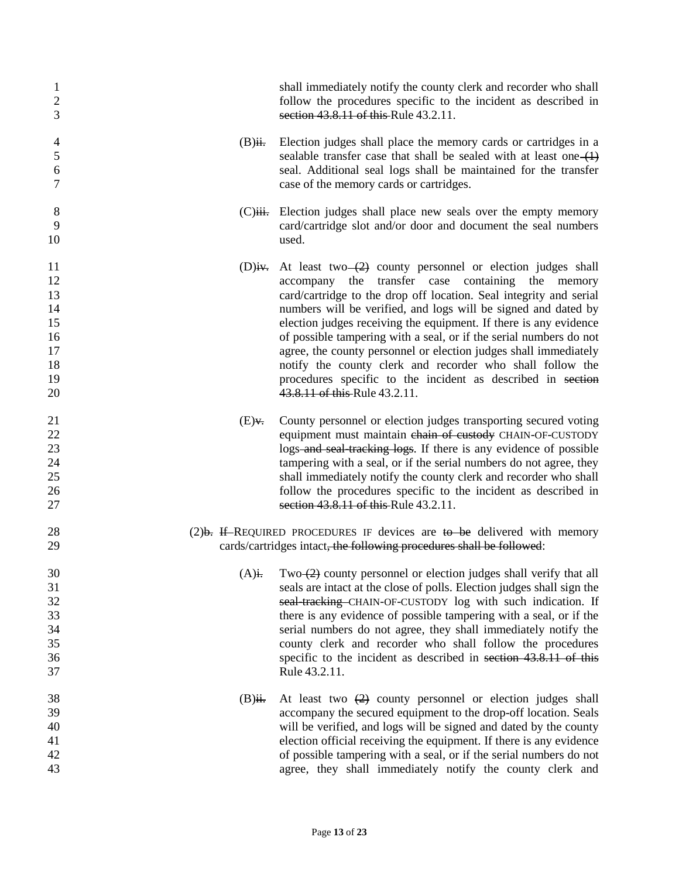shall immediately notify the county clerk and recorder who shall follow the procedures specific to the incident as described in ~~section 43.8.11 of this~~ Rule 43.2.11.

(B)~~ii.~~ Election judges shall place the memory cards or cartridges in a sealable transfer case that shall be sealed with at least one ~~(1)~~ seal. Additional seal logs shall be maintained for the transfer case of the memory cards or cartridges.

(C)~~iii.~~ Election judges shall place new seals over the empty memory card/cartridge slot and/or door and document the seal numbers used.

(D)~~iv.~~ At least two ~~(2)~~ county personnel or election judges shall accompany the transfer case containing the memory card/cartridge to the drop off location. Seal integrity and serial numbers will be verified, and logs will be signed and dated by election judges receiving the equipment. If there is any evidence of possible tampering with a seal, or if the serial numbers do not agree, the county personnel or election judges shall immediately notify the county clerk and recorder who shall follow the procedures specific to the incident as described in ~~section 43.8.11 of this~~ Rule 43.2.11.

(E)~~v.~~ County personnel or election judges transporting secured voting equipment must maintain ~~chain of custody~~ CHAIN-OF-CUSTODY logs ~~and seal-tracking logs~~. If there is any evidence of possible tampering with a seal, or if the serial numbers do not agree, they shall immediately notify the county clerk and recorder who shall follow the procedures specific to the incident as described in ~~section 43.8.11 of this~~ Rule 43.2.11.

(2)~~b.~~ ~~If~~ REQUIRED PROCEDURES IF devices are ~~to be~~ delivered with memory cards/cartridges intact~~, the following procedures shall be followed~~:

(A)~~i.~~ Two ~~(2)~~ county personnel or election judges shall verify that all seals are intact at the close of polls. Election judges shall sign the ~~seal-tracking~~ CHAIN-OF-CUSTODY log with such indication. If there is any evidence of possible tampering with a seal, or if the serial numbers do not agree, they shall immediately notify the county clerk and recorder who shall follow the procedures specific to the incident as described in ~~section 43.8.11 of this~~ Rule 43.2.11.

(B)~~ii.~~ At least two ~~(2)~~ county personnel or election judges shall accompany the secured equipment to the drop-off location. Seals will be verified, and logs will be signed and dated by the county election official receiving the equipment. If there is any evidence of possible tampering with a seal, or if the serial numbers do not agree, they shall immediately notify the county clerk and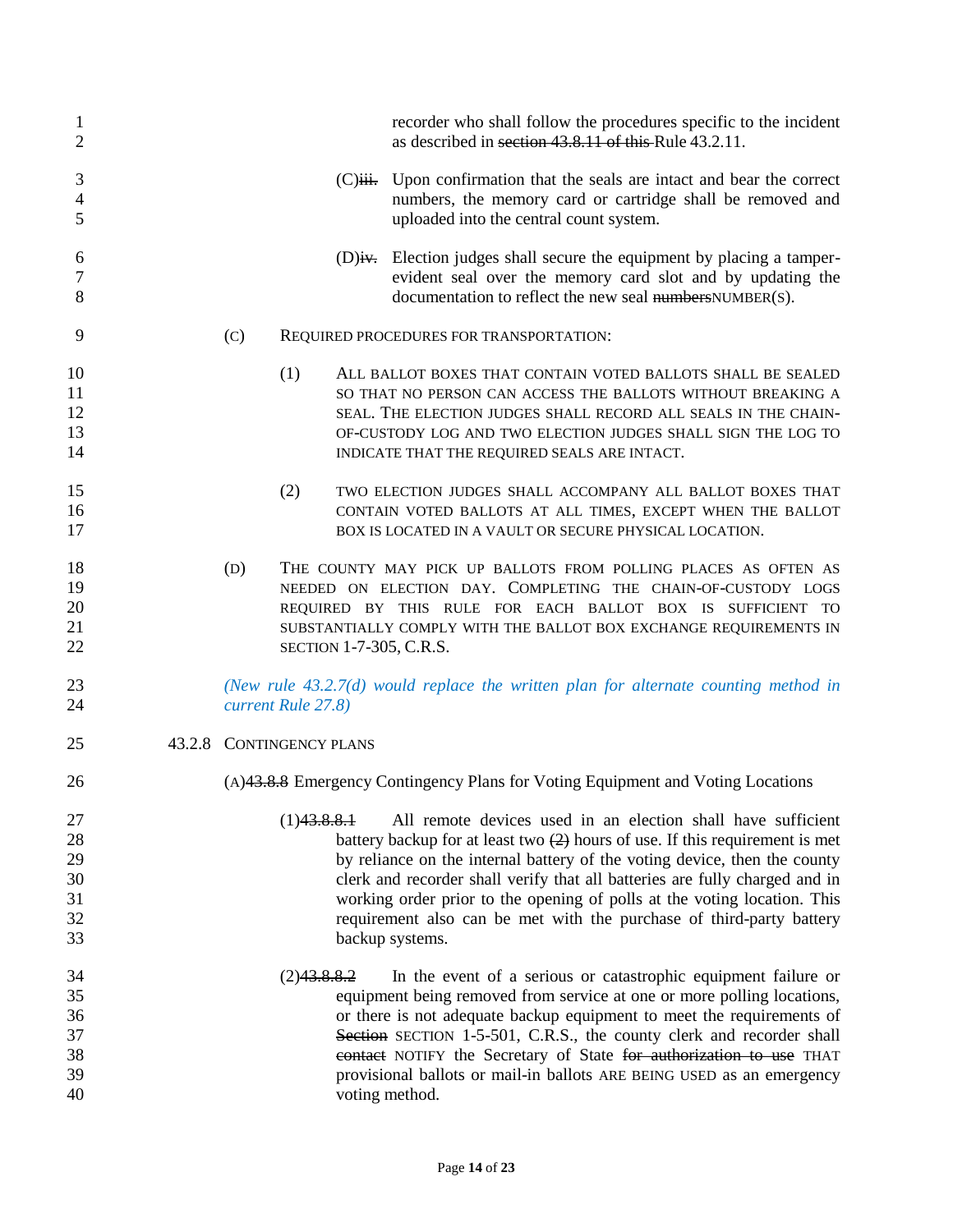recorder who shall follow the procedures specific to the incident as described in ~~section 43.8.11 of this~~ Rule 43.2.11.

(C)~~iii.~~ Upon confirmation that the seals are intact and bear the correct numbers, the memory card or cartridge shall be removed and uploaded into the central count system.

(D)~~iv.~~ Election judges shall secure the equipment by placing a tamper-evident seal over the memory card slot and by updating the documentation to reflect the new seal ~~numbers~~NUMBER(S).

(C) REQUIRED PROCEDURES FOR TRANSPORTATION:

(1) ALL BALLOT BOXES THAT CONTAIN VOTED BALLOTS SHALL BE SEALED SO THAT NO PERSON CAN ACCESS THE BALLOTS WITHOUT BREAKING A SEAL. THE ELECTION JUDGES SHALL RECORD ALL SEALS IN THE CHAIN-OF-CUSTODY LOG AND TWO ELECTION JUDGES SHALL SIGN THE LOG TO INDICATE THAT THE REQUIRED SEALS ARE INTACT.

(2) TWO ELECTION JUDGES SHALL ACCOMPANY ALL BALLOT BOXES THAT CONTAIN VOTED BALLOTS AT ALL TIMES, EXCEPT WHEN THE BALLOT BOX IS LOCATED IN A VAULT OR SECURE PHYSICAL LOCATION.

(D) THE COUNTY MAY PICK UP BALLOTS FROM POLLING PLACES AS OFTEN AS NEEDED ON ELECTION DAY. COMPLETING THE CHAIN-OF-CUSTODY LOGS REQUIRED BY THIS RULE FOR EACH BALLOT BOX IS SUFFICIENT TO SUBSTANTIALLY COMPLY WITH THE BALLOT BOX EXCHANGE REQUIREMENTS IN SECTION 1-7-305, C.R.S.

*(New rule 43.2.7(d) would replace the written plan for alternate counting method in current Rule 27.8)*

43.2.8 CONTINGENCY PLANS

(A)~~43.8.8~~ Emergency Contingency Plans for Voting Equipment and Voting Locations

(1)~~43.8.8.1~~ All remote devices used in an election shall have sufficient battery backup for at least two ~~(2)~~ hours of use. If this requirement is met by reliance on the internal battery of the voting device, then the county clerk and recorder shall verify that all batteries are fully charged and in working order prior to the opening of polls at the voting location. This requirement also can be met with the purchase of third-party battery backup systems.

(2)~~43.8.8.2~~ In the event of a serious or catastrophic equipment failure or equipment being removed from service at one or more polling locations, or there is not adequate backup equipment to meet the requirements of ~~Section~~ SECTION 1-5-501, C.R.S., the county clerk and recorder shall ~~contact~~ NOTIFY the Secretary of State ~~for authorization to use~~ THAT provisional ballots or mail-in ballots ARE BEING USED as an emergency voting method.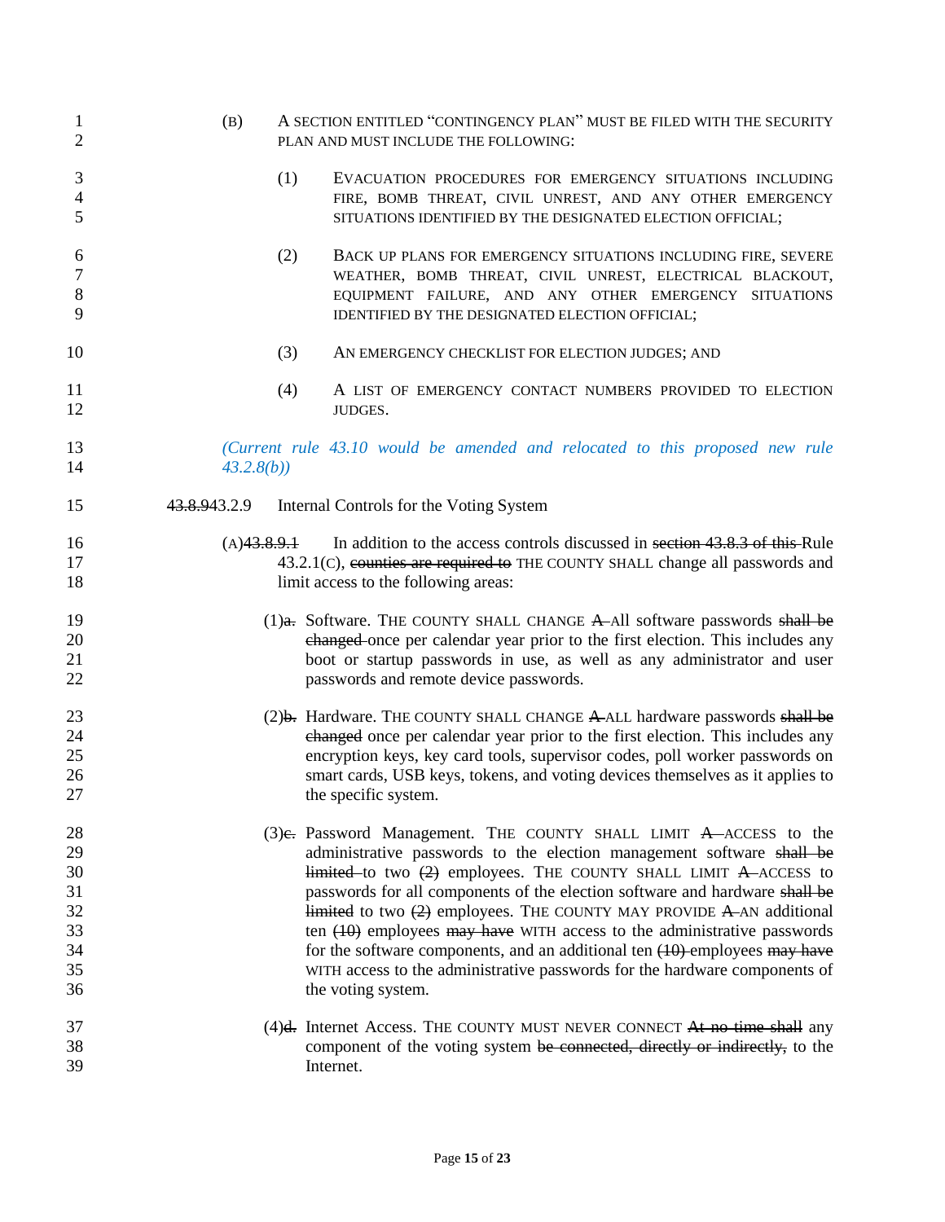(B) A SECTION ENTITLED "CONTINGENCY PLAN" MUST BE FILED WITH THE SECURITY PLAN AND MUST INCLUDE THE FOLLOWING:

(1) EVACUATION PROCEDURES FOR EMERGENCY SITUATIONS INCLUDING FIRE, BOMB THREAT, CIVIL UNREST, AND ANY OTHER EMERGENCY SITUATIONS IDENTIFIED BY THE DESIGNATED ELECTION OFFICIAL;

(2) BACK UP PLANS FOR EMERGENCY SITUATIONS INCLUDING FIRE, SEVERE WEATHER, BOMB THREAT, CIVIL UNREST, ELECTRICAL BLACKOUT, EQUIPMENT FAILURE, AND ANY OTHER EMERGENCY SITUATIONS IDENTIFIED BY THE DESIGNATED ELECTION OFFICIAL;

(3) AN EMERGENCY CHECKLIST FOR ELECTION JUDGES; AND

(4) A LIST OF EMERGENCY CONTACT NUMBERS PROVIDED TO ELECTION JUDGES.

*(Current rule 43.10 would be amended and relocated to this proposed new rule 43.2.8(b))*

~~43.8.9~~43.2.9 Internal Controls for the Voting System

(A)~~43.8.9.1~~ In addition to the access controls discussed in ~~section 43.8.3 of this~~ Rule 43.2.1(C), ~~counties are required to~~ THE COUNTY SHALL change all passwords and limit access to the following areas:

(1)~~a.~~ Software. THE COUNTY SHALL CHANGE ~~A~~ All software passwords ~~shall be changed~~ once per calendar year prior to the first election. This includes any boot or startup passwords in use, as well as any administrator and user passwords and remote device passwords.

(2)~~b.~~ Hardware. THE COUNTY SHALL CHANGE ~~A~~ ALL hardware passwords ~~shall be changed~~ once per calendar year prior to the first election. This includes any encryption keys, key card tools, supervisor codes, poll worker passwords on smart cards, USB keys, tokens, and voting devices themselves as it applies to the specific system.

(3)~~c.~~ Password Management. THE COUNTY SHALL LIMIT ~~A~~ ACCESS to the administrative passwords to the election management software ~~shall be limited~~ to two ~~(2)~~ employees. THE COUNTY SHALL LIMIT ~~A~~ ACCESS to passwords for all components of the election software and hardware ~~shall be limited~~ to two ~~(2)~~ employees. THE COUNTY MAY PROVIDE ~~A~~ AN additional ten ~~(10)~~ employees ~~may have~~ WITH access to the administrative passwords for the software components, and an additional ten ~~(10)~~ employees ~~may have~~ WITH access to the administrative passwords for the hardware components of the voting system.

(4)~~d.~~ Internet Access. THE COUNTY MUST NEVER CONNECT ~~At no time shall~~ any component of the voting system ~~be connected, directly or indirectly,~~ to the Internet.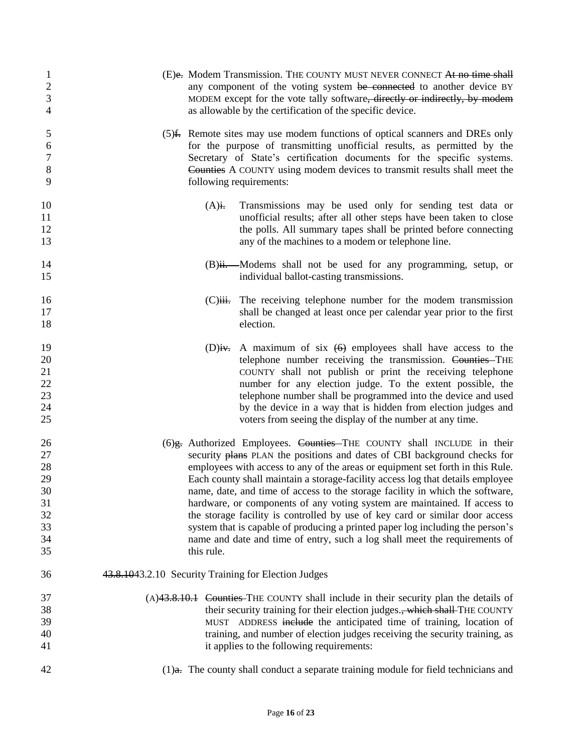(E)~~e.~~ Modem Transmission. THE COUNTY MUST NEVER CONNECT ~~At no time shall~~ any component of the voting system ~~be connected~~ to another device BY MODEM except for the vote tally software~~, directly or indirectly, by modem~~ as allowable by the certification of the specific device.

(5)~~f.~~ Remote sites may use modem functions of optical scanners and DREs only for the purpose of transmitting unofficial results, as permitted by the Secretary of State's certification documents for the specific systems. ~~Counties~~ A COUNTY using modem devices to transmit results shall meet the following requirements:

(A)~~i.~~ Transmissions may be used only for sending test data or unofficial results; after all other steps have been taken to close the polls. All summary tapes shall be printed before connecting any of the machines to a modem or telephone line.

(B)~~ii.~~ Modems shall not be used for any programming, setup, or individual ballot-casting transmissions.

(C)~~iii.~~ The receiving telephone number for the modem transmission shall be changed at least once per calendar year prior to the first election.

(D)~~iv.~~ A maximum of six ~~(6)~~ employees shall have access to the telephone number receiving the transmission. ~~Counties~~ THE COUNTY shall not publish or print the receiving telephone number for any election judge. To the extent possible, the telephone number shall be programmed into the device and used by the device in a way that is hidden from election judges and voters from seeing the display of the number at any time.

(6)~~g.~~ Authorized Employees. ~~Counties~~ THE COUNTY shall INCLUDE in their security ~~plans~~ PLAN the positions and dates of CBI background checks for employees with access to any of the areas or equipment set forth in this Rule. Each county shall maintain a storage-facility access log that details employee name, date, and time of access to the storage facility in which the software, hardware, or components of any voting system are maintained. If access to the storage facility is controlled by use of key card or similar door access system that is capable of producing a printed paper log including the person's name and date and time of entry, such a log shall meet the requirements of this rule.

~~43.8.10~~43.2.10 Security Training for Election Judges

(A)~~43.8.10.1~~ ~~Counties~~ THE COUNTY shall include in their security plan the details of their security training for their election judges.~~, which shall~~ THE COUNTY MUST ADDRESS ~~include~~ the anticipated time of training, location of training, and number of election judges receiving the security training, as it applies to the following requirements:

(1)~~a.~~ The county shall conduct a separate training module for field technicians and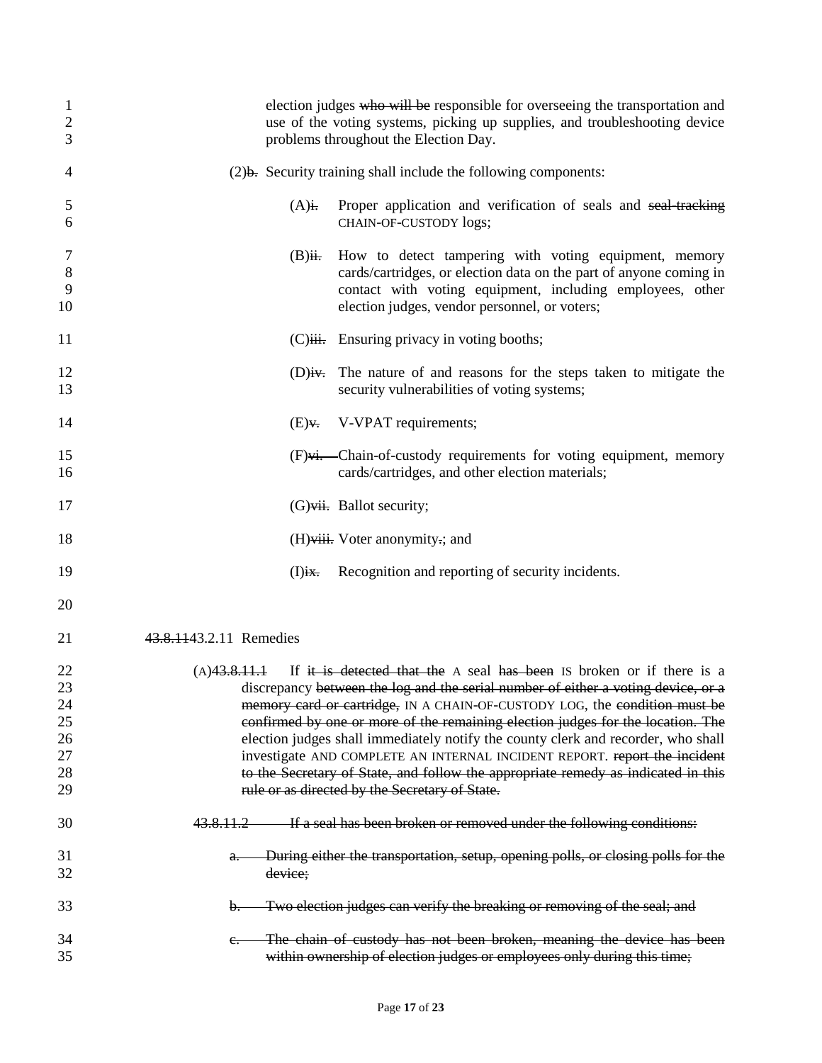election judges ~~who will be~~ responsible for overseeing the transportation and use of the voting systems, picking up supplies, and troubleshooting device problems throughout the Election Day.

(2)~~b.~~ Security training shall include the following components:

(A)~~i.~~ Proper application and verification of seals and ~~seal-tracking~~ CHAIN-OF-CUSTODY logs;

(B)~~ii.~~ How to detect tampering with voting equipment, memory cards/cartridges, or election data on the part of anyone coming in contact with voting equipment, including employees, other election judges, vendor personnel, or voters;

(C)~~iii.~~ Ensuring privacy in voting booths;

(D)~~iv.~~ The nature of and reasons for the steps taken to mitigate the security vulnerabilities of voting systems;

(E)~~v.~~ V-VPAT requirements;

(F)~~vi.~~ Chain-of-custody requirements for voting equipment, memory cards/cartridges, and other election materials;

(G)~~vii.~~ Ballot security;

(H)~~viii.~~ Voter anonymity~~.~~; and

(I)~~ix.~~ Recognition and reporting of security incidents.

~~43.8.11~~43.2.11 Remedies

(A)~~43.8.11.1~~ If ~~it is detected that the~~ A seal ~~has been~~ IS broken or if there is a discrepancy ~~between the log and the serial number of either a voting device, or a memory card or cartridge,~~ IN A CHAIN-OF-CUSTODY LOG, the ~~condition must be confirmed by one or more of the remaining election judges for the location. The~~ election judges shall immediately notify the county clerk and recorder, who shall investigate AND COMPLETE AN INTERNAL INCIDENT REPORT. ~~report the incident to the Secretary of State, and follow the appropriate remedy as indicated in this rule or as directed by the Secretary of State.~~

~~43.8.11.2 If a seal has been broken or removed under the following conditions:~~

~~a. During either the transportation, setup, opening polls, or closing polls for the device;~~

~~b. Two election judges can verify the breaking or removing of the seal; and~~

~~c. The chain of custody has not been broken, meaning the device has been within ownership of election judges or employees only during this time;~~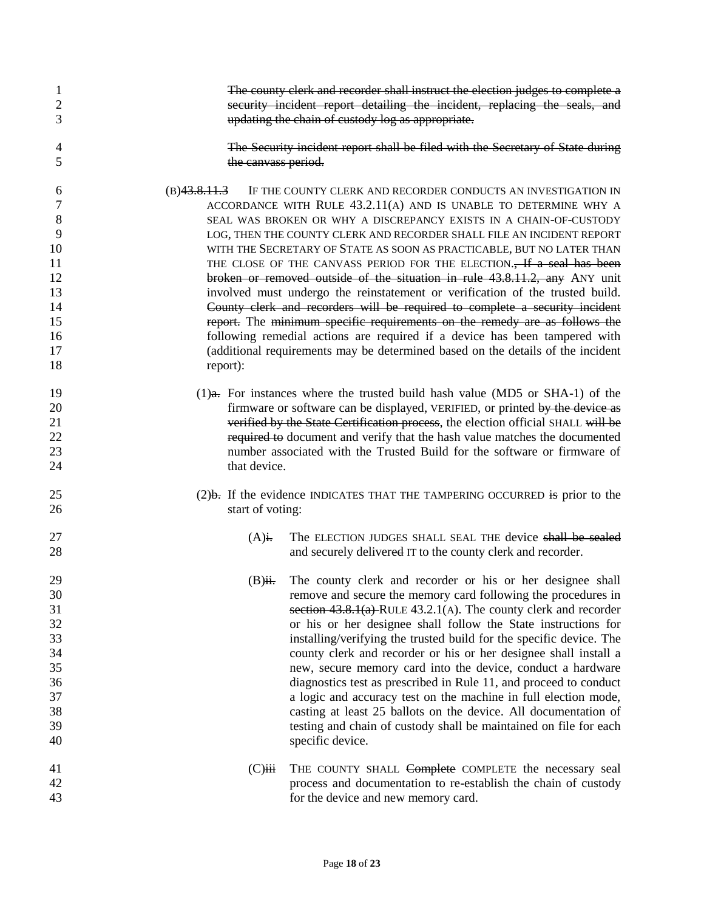~~The county clerk and recorder shall instruct the election judges to complete a security incident report detailing the incident, replacing the seals, and updating the chain of custody log as appropriate.~~

~~The Security incident report shall be filed with the Secretary of State during the canvass period.~~

(B)~~43.8.11.3~~ IF THE COUNTY CLERK AND RECORDER CONDUCTS AN INVESTIGATION IN ACCORDANCE WITH RULE 43.2.11(A) AND IS UNABLE TO DETERMINE WHY A SEAL WAS BROKEN OR WHY A DISCREPANCY EXISTS IN A CHAIN-OF-CUSTODY LOG, THEN THE COUNTY CLERK AND RECORDER SHALL FILE AN INCIDENT REPORT WITH THE SECRETARY OF STATE AS SOON AS PRACTICABLE, BUT NO LATER THAN THE CLOSE OF THE CANVASS PERIOD FOR THE ELECTION.~~, If a seal has been broken or removed outside of the situation in rule 43.8.11.2, any~~ ANY unit involved must undergo the reinstatement or verification of the trusted build. ~~County clerk and recorders will be required to complete a security incident report.~~ The ~~minimum specific requirements on the remedy are as follows the~~ following remedial actions are required if a device has been tampered with (additional requirements may be determined based on the details of the incident report):

(1)~~a.~~ For instances where the trusted build hash value (MD5 or SHA-1) of the firmware or software can be displayed, VERIFIED, or printed ~~by the device as verified by the State Certification process~~, the election official SHALL ~~will be required to~~ document and verify that the hash value matches the documented number associated with the Trusted Build for the software or firmware of that device.

(2)~~b.~~ If the evidence INDICATES THAT THE TAMPERING OCCURRED ~~is~~ prior to the start of voting:

(A)~~i.~~ The ELECTION JUDGES SHALL SEAL THE device ~~shall be sealed~~ and securely deliver~~ed~~ IT to the county clerk and recorder.

(B)~~ii.~~ The county clerk and recorder or his or her designee shall remove and secure the memory card following the procedures in ~~section 43.8.1(a)~~ RULE 43.2.1(A). The county clerk and recorder or his or her designee shall follow the State instructions for installing/verifying the trusted build for the specific device. The county clerk and recorder or his or her designee shall install a new, secure memory card into the device, conduct a hardware diagnostics test as prescribed in Rule 11, and proceed to conduct a logic and accuracy test on the machine in full election mode, casting at least 25 ballots on the device. All documentation of testing and chain of custody shall be maintained on file for each specific device.

(C)~~iii~~ THE COUNTY SHALL ~~Complete~~ COMPLETE the necessary seal process and documentation to re-establish the chain of custody for the device and new memory card.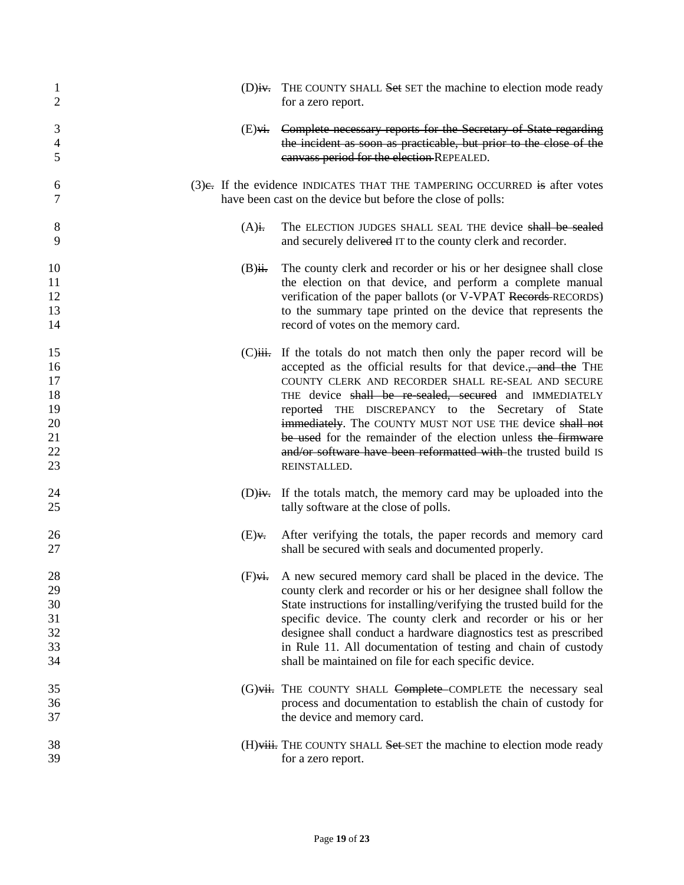(D)~~iv.~~ THE COUNTY SHALL ~~Set~~ SET the machine to election mode ready for a zero report.

(E)~~vi.~~ ~~Complete necessary reports for the Secretary of State regarding the incident as soon as practicable, but prior to the close of the canvass period for the election~~ REPEALED.

(3)~~c.~~ If the evidence INDICATES THAT THE TAMPERING OCCURRED ~~is~~ after votes have been cast on the device but before the close of polls:

(A)~~i.~~ The ELECTION JUDGES SHALL SEAL THE device ~~shall be sealed~~ and securely deliver~~ed~~ IT to the county clerk and recorder.

(B)~~ii.~~ The county clerk and recorder or his or her designee shall close the election on that device, and perform a complete manual verification of the paper ballots (or V-VPAT ~~Records~~ RECORDS) to the summary tape printed on the device that represents the record of votes on the memory card.

(C)~~iii.~~ If the totals do not match then only the paper record will be accepted as the official results for that device.~~, and the~~ THE COUNTY CLERK AND RECORDER SHALL RE-SEAL AND SECURE THE device ~~shall be re-sealed, secured~~ and IMMEDIATELY report~~ed~~ THE DISCREPANCY to the Secretary of State ~~immediately~~. The COUNTY MUST NOT USE THE device ~~shall not be used~~ for the remainder of the election unless ~~the firmware and/or software have been reformatted with~~ the trusted build IS REINSTALLED.

(D)~~iv.~~ If the totals match, the memory card may be uploaded into the tally software at the close of polls.

(E)~~v.~~ After verifying the totals, the paper records and memory card shall be secured with seals and documented properly.

(F)~~vi.~~ A new secured memory card shall be placed in the device. The county clerk and recorder or his or her designee shall follow the State instructions for installing/verifying the trusted build for the specific device. The county clerk and recorder or his or her designee shall conduct a hardware diagnostics test as prescribed in Rule 11. All documentation of testing and chain of custody shall be maintained on file for each specific device.

(G)~~vii.~~ THE COUNTY SHALL ~~Complete~~ COMPLETE the necessary seal process and documentation to establish the chain of custody for the device and memory card.

(H)~~viii.~~ THE COUNTY SHALL ~~Set~~ SET the machine to election mode ready for a zero report.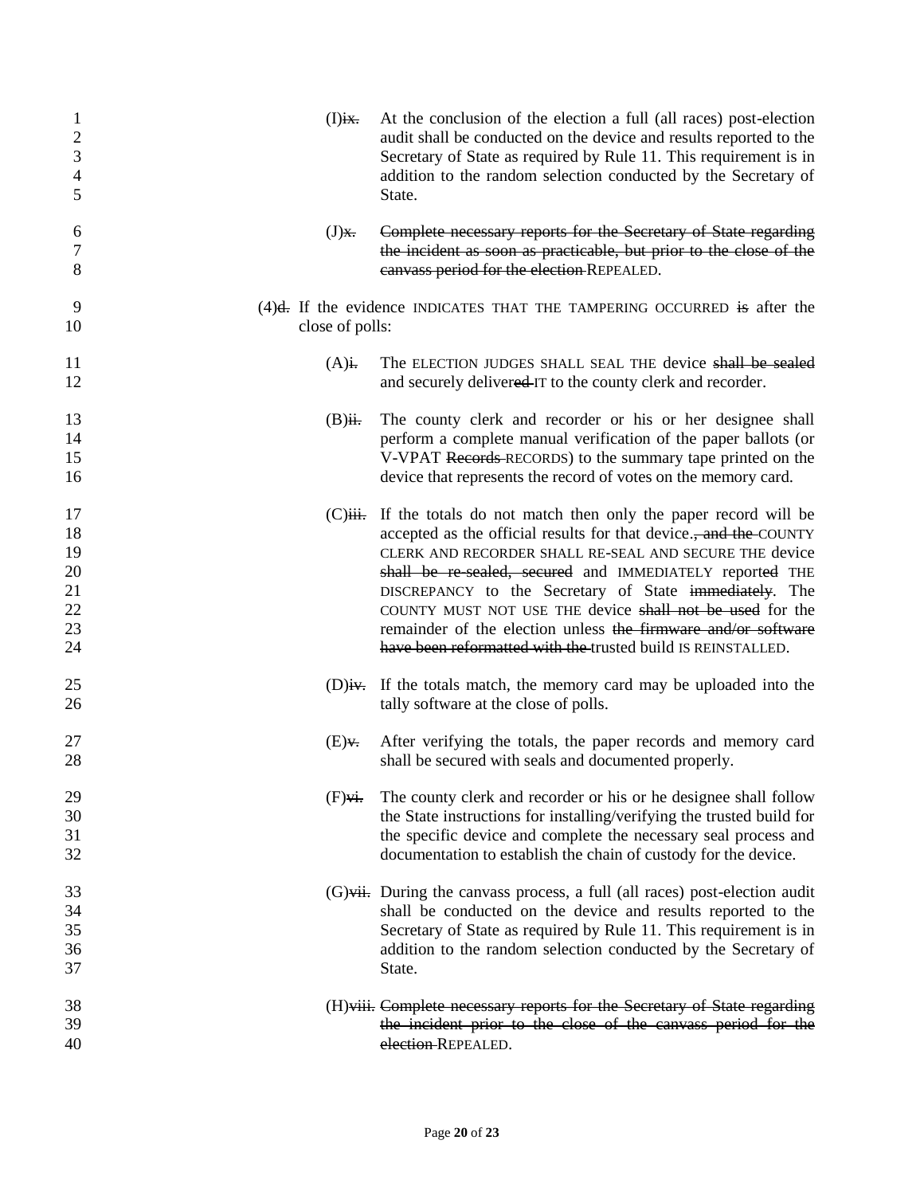(I)~~ix.~~ At the conclusion of the election a full (all races) post-election audit shall be conducted on the device and results reported to the Secretary of State as required by Rule 11. This requirement is in addition to the random selection conducted by the Secretary of State.

(J)~~x.~~ ~~Complete necessary reports for the Secretary of State regarding the incident as soon as practicable, but prior to the close of the canvass period for the election~~ REPEALED.

(4)~~d.~~ If the evidence INDICATES THAT THE TAMPERING OCCURRED ~~is~~ after the close of polls:

(A)~~i.~~ The ELECTION JUDGES SHALL SEAL THE device ~~shall be sealed~~ and securely deliver~~ed~~ IT to the county clerk and recorder.

(B)~~ii.~~ The county clerk and recorder or his or her designee shall perform a complete manual verification of the paper ballots (or V-VPAT ~~Records~~ RECORDS) to the summary tape printed on the device that represents the record of votes on the memory card.

(C)~~iii.~~ If the totals do not match then only the paper record will be accepted as the official results for that device.~~, and the~~ COUNTY CLERK AND RECORDER SHALL RE-SEAL AND SECURE THE device ~~shall be re-sealed, secured~~ and IMMEDIATELY report~~ed~~ THE DISCREPANCY to the Secretary of State ~~immediately~~. The COUNTY MUST NOT USE THE device ~~shall not be used~~ for the remainder of the election unless ~~the firmware and/or software have been reformatted with the~~ trusted build IS REINSTALLED.

(D)~~iv.~~ If the totals match, the memory card may be uploaded into the tally software at the close of polls.

(E)~~v.~~ After verifying the totals, the paper records and memory card shall be secured with seals and documented properly.

(F)~~vi.~~ The county clerk and recorder or his or he designee shall follow the State instructions for installing/verifying the trusted build for the specific device and complete the necessary seal process and documentation to establish the chain of custody for the device.

(G)~~vii.~~ During the canvass process, a full (all races) post-election audit shall be conducted on the device and results reported to the Secretary of State as required by Rule 11. This requirement is in addition to the random selection conducted by the Secretary of State.

(H)~~viii.~~ ~~Complete necessary reports for the Secretary of State regarding the incident prior to the close of the canvass period for the election~~ REPEALED.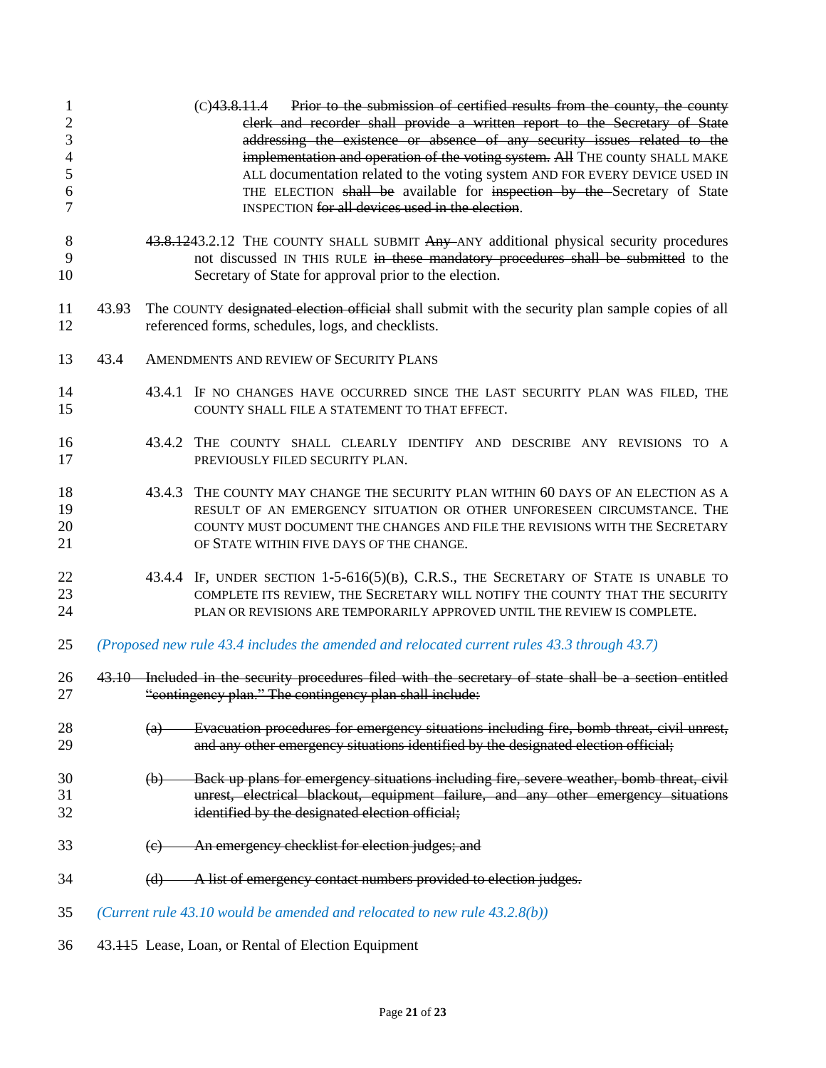1 (C)~~43.8.11.4 Prior to the submission of certified results from the county, the county clerk and recorder shall provide a written report to the Secretary of State addressing the existence or absence of any security issues related to the implementation and operation of the voting system.~~ ~~All~~ THE county SHALL MAKE ALL documentation related to the voting system AND FOR EVERY DEVICE USED IN THE ELECTION ~~shall be~~ available for ~~inspection by the~~ Secretary of State INSPECTION ~~for all devices used in the election~~.

8 ~~43.8.12~~43.2.12 THE COUNTY SHALL SUBMIT ~~Any~~ ANY additional physical security procedures not discussed IN THIS RULE ~~in these mandatory procedures shall be submitted~~ to the Secretary of State for approval prior to the election.

11 43.~~9~~3 The COUNTY ~~designated election official~~ shall submit with the security plan sample copies of all referenced forms, schedules, logs, and checklists.

13 43.4 AMENDMENTS AND REVIEW OF SECURITY PLANS

14 43.4.1 IF NO CHANGES HAVE OCCURRED SINCE THE LAST SECURITY PLAN WAS FILED, THE COUNTY SHALL FILE A STATEMENT TO THAT EFFECT.

16 43.4.2 THE COUNTY SHALL CLEARLY IDENTIFY AND DESCRIBE ANY REVISIONS TO A PREVIOUSLY FILED SECURITY PLAN.

18 43.4.3 THE COUNTY MAY CHANGE THE SECURITY PLAN WITHIN 60 DAYS OF AN ELECTION AS A RESULT OF AN EMERGENCY SITUATION OR OTHER UNFORESEEN CIRCUMSTANCE. THE COUNTY MUST DOCUMENT THE CHANGES AND FILE THE REVISIONS WITH THE SECRETARY OF STATE WITHIN FIVE DAYS OF THE CHANGE.

22 43.4.4 IF, UNDER SECTION 1-5-616(5)(B), C.R.S., THE SECRETARY OF STATE IS UNABLE TO COMPLETE ITS REVIEW, THE SECRETARY WILL NOTIFY THE COUNTY THAT THE SECURITY PLAN OR REVISIONS ARE TEMPORARILY APPROVED UNTIL THE REVIEW IS COMPLETE.

25 *(Proposed new rule 43.4 includes the amended and relocated current rules 43.3 through 43.7)*

26 ~~43.10 Included in the security procedures filed with the secretary of state shall be a section entitled "contingency plan." The contingency plan shall include:~~

28 ~~(a) Evacuation procedures for emergency situations including fire, bomb threat, civil unrest, and any other emergency situations identified by the designated election official;~~

30 ~~(b) Back up plans for emergency situations including fire, severe weather, bomb threat, civil unrest, electrical blackout, equipment failure, and any other emergency situations identified by the designated election official;~~

33 ~~(c) An emergency checklist for election judges; and~~

34 ~~(d) A list of emergency contact numbers provided to election judges.~~

35 *(Current rule 43.10 would be amended and relocated to new rule 43.2.8(b))*

36 43.~~11~~5 Lease, Loan, or Rental of Election Equipment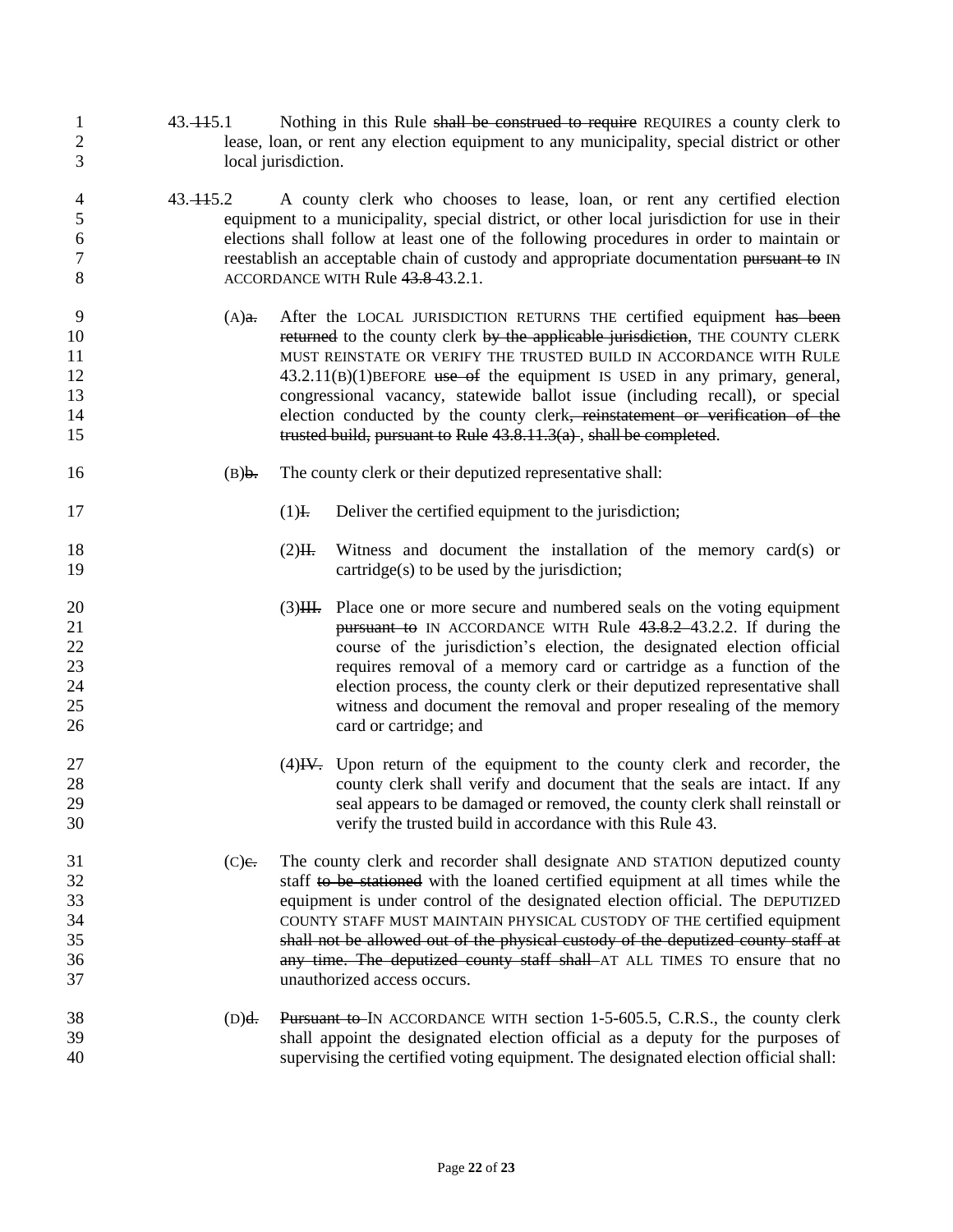43.~~11~~5.1 Nothing in this Rule ~~shall be construed to require~~ REQUIRES a county clerk to lease, loan, or rent any election equipment to any municipality, special district or other local jurisdiction.

43.~~11~~5.2 A county clerk who chooses to lease, loan, or rent any certified election equipment to a municipality, special district, or other local jurisdiction for use in their elections shall follow at least one of the following procedures in order to maintain or reestablish an acceptable chain of custody and appropriate documentation ~~pursuant to~~ IN ACCORDANCE WITH Rule ~~43.8~~ 43.2.1.

(A)~~a.~~ After the LOCAL JURISDICTION RETURNS THE certified equipment ~~has been returned~~ to the county clerk ~~by the applicable jurisdiction~~, THE COUNTY CLERK MUST REINSTATE OR VERIFY THE TRUSTED BUILD IN ACCORDANCE WITH RULE 43.2.11(B)(1)BEFORE ~~use of~~ the equipment IS USED in any primary, general, congressional vacancy, statewide ballot issue (including recall), or special election conducted by the county clerk~~, reinstatement or verification of the trusted build, pursuant to Rule 43.8.11.3(a) , shall be completed~~.

(B)~~b.~~ The county clerk or their deputized representative shall:

(1)~~I.~~ Deliver the certified equipment to the jurisdiction;

(2)~~II.~~ Witness and document the installation of the memory card(s) or cartridge(s) to be used by the jurisdiction;

(3)~~III.~~ Place one or more secure and numbered seals on the voting equipment ~~pursuant to~~ IN ACCORDANCE WITH Rule ~~43.8.2~~ 43.2.2. If during the course of the jurisdiction's election, the designated election official requires removal of a memory card or cartridge as a function of the election process, the county clerk or their deputized representative shall witness and document the removal and proper resealing of the memory card or cartridge; and

(4)~~IV.~~ Upon return of the equipment to the county clerk and recorder, the county clerk shall verify and document that the seals are intact. If any seal appears to be damaged or removed, the county clerk shall reinstall or verify the trusted build in accordance with this Rule 43.

(C)~~c.~~ The county clerk and recorder shall designate AND STATION deputized county staff ~~to be stationed~~ with the loaned certified equipment at all times while the equipment is under control of the designated election official. The DEPUTIZED COUNTY STAFF MUST MAINTAIN PHYSICAL CUSTODY OF THE certified equipment ~~shall not be allowed out of the physical custody of the deputized county staff at any time. The deputized county staff shall~~ AT ALL TIMES TO ensure that no unauthorized access occurs.

(D)~~d.~~ ~~Pursuant to~~ IN ACCORDANCE WITH section 1-5-605.5, C.R.S., the county clerk shall appoint the designated election official as a deputy for the purposes of supervising the certified voting equipment. The designated election official shall: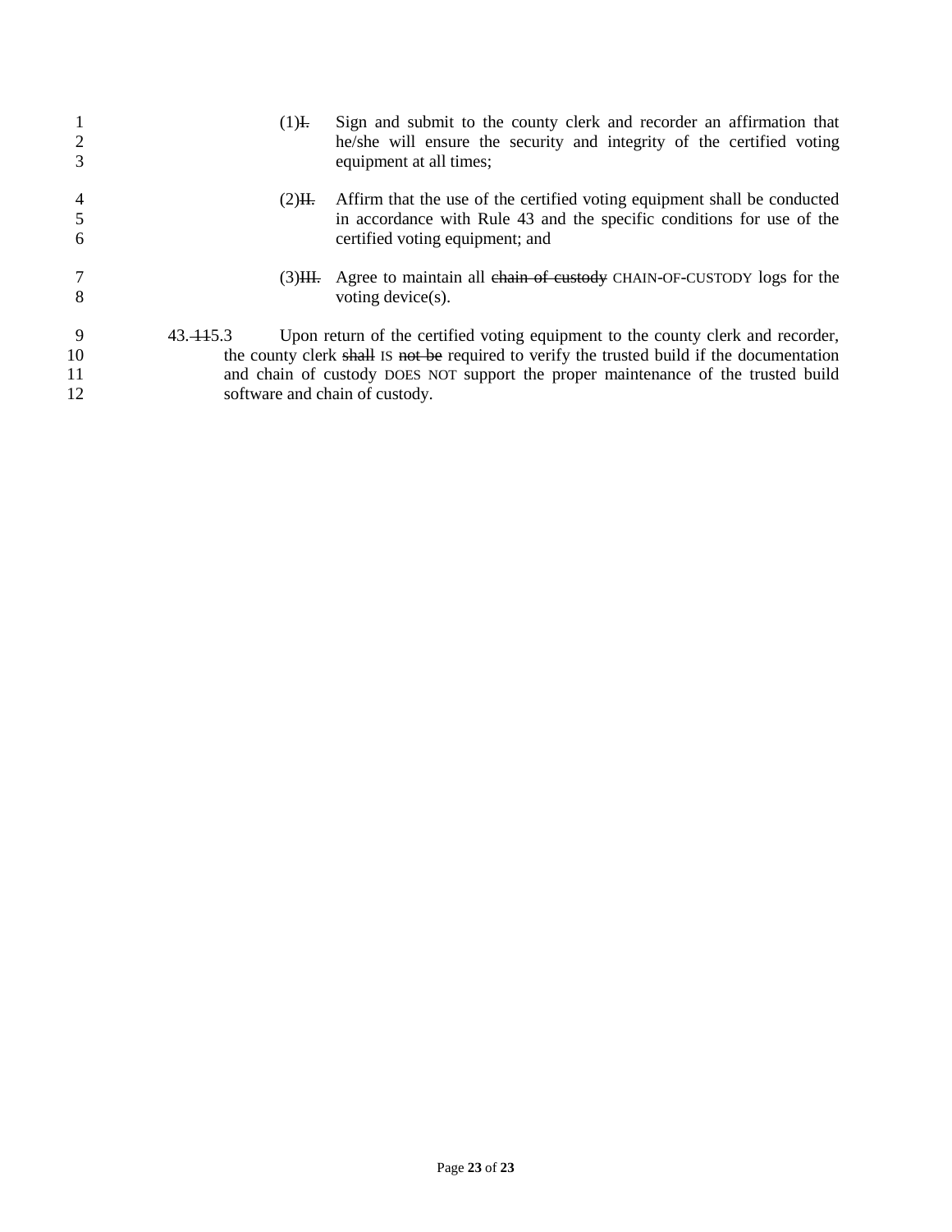(1)~~I.~~ Sign and submit to the county clerk and recorder an affirmation that he/she will ensure the security and integrity of the certified voting equipment at all times;

(2)~~II.~~ Affirm that the use of the certified voting equipment shall be conducted in accordance with Rule 43 and the specific conditions for use of the certified voting equipment; and

(3)~~III.~~ Agree to maintain all ~~chain of custody~~ CHAIN-OF-CUSTODY logs for the voting device(s).

43.~~11~~5.3 Upon return of the certified voting equipment to the county clerk and recorder, the county clerk ~~shall~~ IS ~~not be~~ required to verify the trusted build if the documentation and chain of custody DOES NOT support the proper maintenance of the trusted build software and chain of custody.